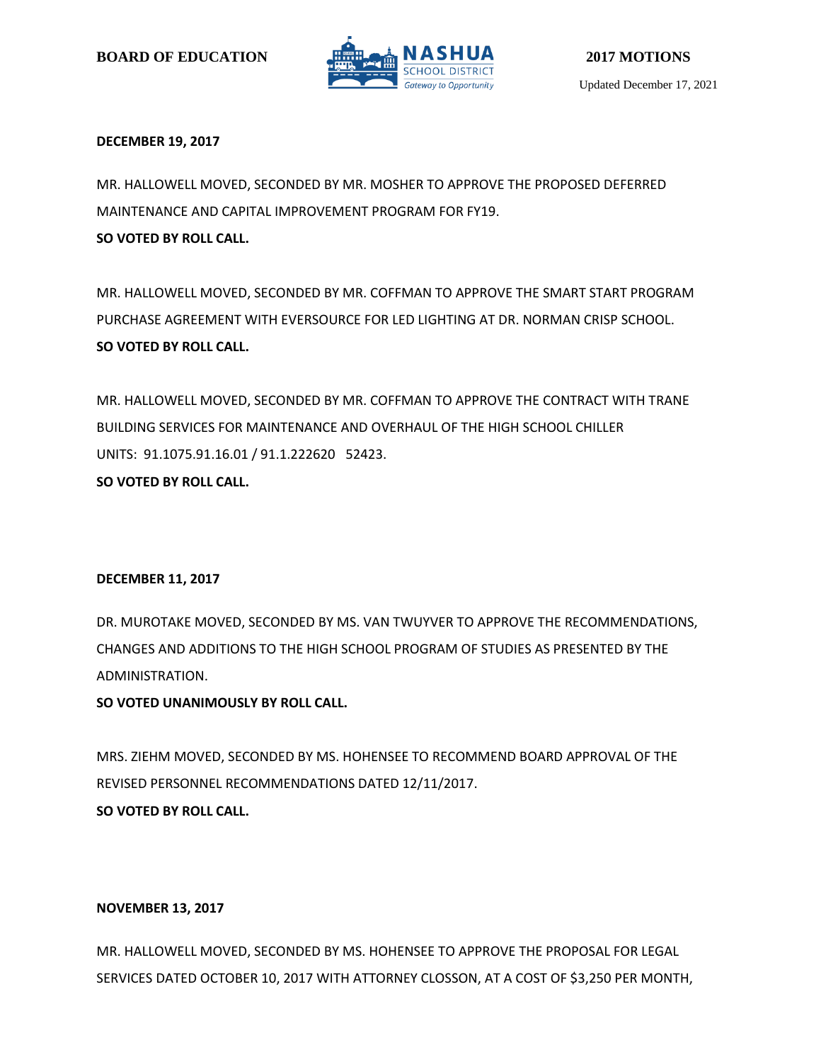BOARD OF EDUCATION

# 2017 MOTIONS

Updated December 17, 2021

**DECEMBER 19, 2017**

MR. HALLOWELL MOVED, SECONDED BY MR. MOSHER TO APPROVE THE PROPOSED DEFERRED MAINTENANCE AND CAPITAL IMPROVEMENT PROGRAM FOR FY19.
**SO VOTED BY ROLL CALL.**

MR. HALLOWELL MOVED, SECONDED BY MR. COFFMAN TO APPROVE THE SMART START PROGRAM PURCHASE AGREEMENT WITH EVERSOURCE FOR LED LIGHTING AT DR. NORMAN CRISP SCHOOL.
**SO VOTED BY ROLL CALL.**

MR. HALLOWELL MOVED, SECONDED BY MR. COFFMAN TO APPROVE THE CONTRACT WITH TRANE BUILDING SERVICES FOR MAINTENANCE AND OVERHAUL OF THE HIGH SCHOOL CHILLER UNITS: 91.1075.91.16.01 / 91.1.222620 52423.
**SO VOTED BY ROLL CALL.**

**DECEMBER 11, 2017**

DR. MUROTAKE MOVED, SECONDED BY MS. VAN TWUYVER TO APPROVE THE RECOMMENDATIONS, CHANGES AND ADDITIONS TO THE HIGH SCHOOL PROGRAM OF STUDIES AS PRESENTED BY THE ADMINISTRATION.
**SO VOTED UNANIMOUSLY BY ROLL CALL.**

MRS. ZIEHM MOVED, SECONDED BY MS. HOHENSEE TO RECOMMEND BOARD APPROVAL OF THE REVISED PERSONNEL RECOMMENDATIONS DATED 12/11/2017.
**SO VOTED BY ROLL CALL.**

**NOVEMBER 13, 2017**

MR. HALLOWELL MOVED, SECONDED BY MS. HOHENSEE TO APPROVE THE PROPOSAL FOR LEGAL SERVICES DATED OCTOBER 10, 2017 WITH ATTORNEY CLOSSON, AT A COST OF $3,250 PER MONTH,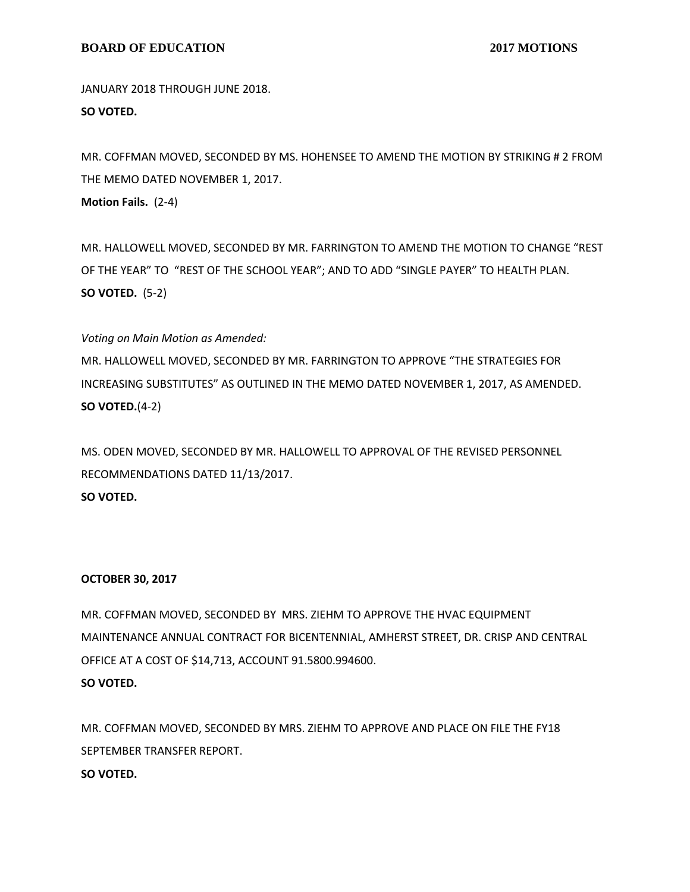JANUARY 2018 THROUGH JUNE 2018.

**SO VOTED.**

MR. COFFMAN MOVED, SECONDED BY MS. HOHENSEE TO AMEND THE MOTION BY STRIKING # 2 FROM THE MEMO DATED NOVEMBER 1, 2017.

**Motion Fails.** (2-4)

MR. HALLOWELL MOVED, SECONDED BY MR. FARRINGTON TO AMEND THE MOTION TO CHANGE "REST OF THE YEAR" TO "REST OF THE SCHOOL YEAR"; AND TO ADD "SINGLE PAYER" TO HEALTH PLAN.

**SO VOTED.** (5-2)

*Voting on Main Motion as Amended:*

MR. HALLOWELL MOVED, SECONDED BY MR. FARRINGTON TO APPROVE "THE STRATEGIES FOR INCREASING SUBSTITUTES" AS OUTLINED IN THE MEMO DATED NOVEMBER 1, 2017, AS AMENDED.

**SO VOTED.**(4-2)

MS. ODEN MOVED, SECONDED BY MR. HALLOWELL TO APPROVAL OF THE REVISED PERSONNEL RECOMMENDATIONS DATED 11/13/2017.

**SO VOTED.**

**OCTOBER 30, 2017**

MR. COFFMAN MOVED, SECONDED BY MRS. ZIEHM TO APPROVE THE HVAC EQUIPMENT MAINTENANCE ANNUAL CONTRACT FOR BICENTENNIAL, AMHERST STREET, DR. CRISP AND CENTRAL OFFICE AT A COST OF $14,713, ACCOUNT 91.5800.994600.

**SO VOTED.**

MR. COFFMAN MOVED, SECONDED BY MRS. ZIEHM TO APPROVE AND PLACE ON FILE THE FY18 SEPTEMBER TRANSFER REPORT.

**SO VOTED.**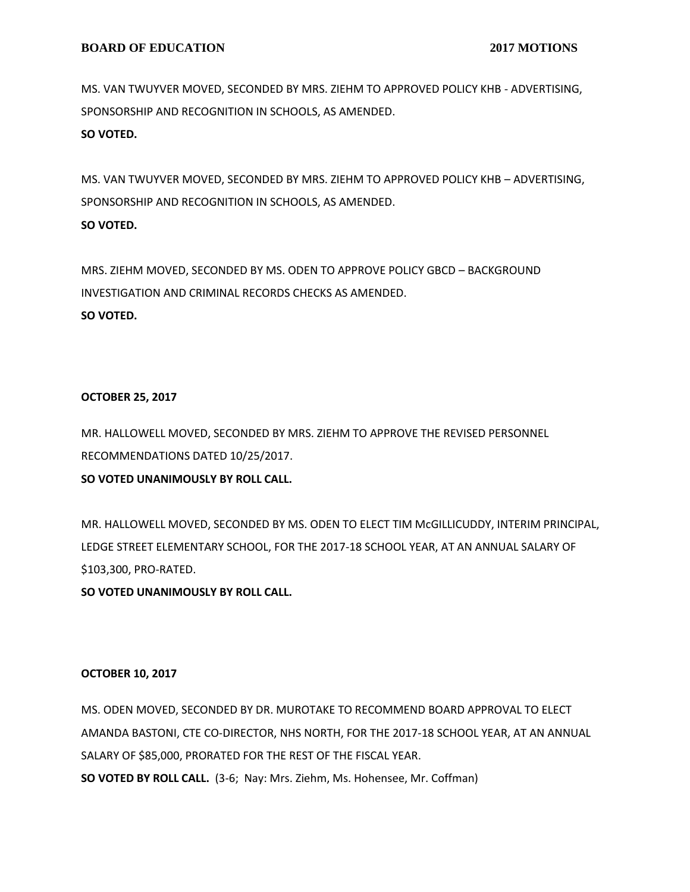MS. VAN TWUYVER MOVED, SECONDED BY MRS. ZIEHM TO APPROVED POLICY KHB - ADVERTISING, SPONSORSHIP AND RECOGNITION IN SCHOOLS, AS AMENDED.

**SO VOTED.**

MS. VAN TWUYVER MOVED, SECONDED BY MRS. ZIEHM TO APPROVED POLICY KHB – ADVERTISING, SPONSORSHIP AND RECOGNITION IN SCHOOLS, AS AMENDED.

**SO VOTED.**

MRS. ZIEHM MOVED, SECONDED BY MS. ODEN TO APPROVE POLICY GBCD – BACKGROUND INVESTIGATION AND CRIMINAL RECORDS CHECKS AS AMENDED.

**SO VOTED.**

**OCTOBER 25, 2017**

MR. HALLOWELL MOVED, SECONDED BY MRS. ZIEHM TO APPROVE THE REVISED PERSONNEL RECOMMENDATIONS DATED 10/25/2017.

**SO VOTED UNANIMOUSLY BY ROLL CALL.**

MR. HALLOWELL MOVED, SECONDED BY MS. ODEN TO ELECT TIM McGILLICUDDY, INTERIM PRINCIPAL, LEDGE STREET ELEMENTARY SCHOOL, FOR THE 2017-18 SCHOOL YEAR, AT AN ANNUAL SALARY OF $103,300, PRO-RATED.

**SO VOTED UNANIMOUSLY BY ROLL CALL.**

**OCTOBER 10, 2017**

MS. ODEN MOVED, SECONDED BY DR. MUROTAKE TO RECOMMEND BOARD APPROVAL TO ELECT AMANDA BASTONI, CTE CO-DIRECTOR, NHS NORTH, FOR THE 2017-18 SCHOOL YEAR, AT AN ANNUAL SALARY OF $85,000, PRORATED FOR THE REST OF THE FISCAL YEAR.

**SO VOTED BY ROLL CALL.** (3-6; Nay: Mrs. Ziehm, Ms. Hohensee, Mr. Coffman)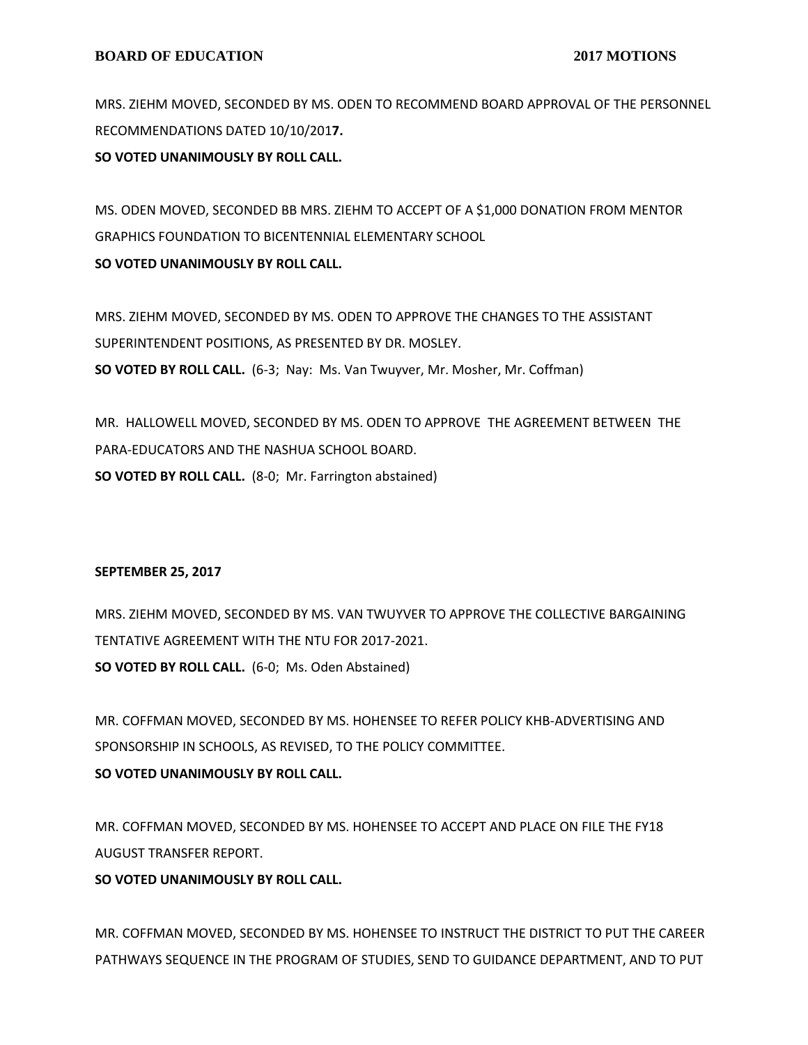MRS. ZIEHM MOVED, SECONDED BY MS. ODEN TO RECOMMEND BOARD APPROVAL OF THE PERSONNEL RECOMMENDATIONS DATED 10/10/201**7.**
**SO VOTED UNANIMOUSLY BY ROLL CALL.**

MS. ODEN MOVED, SECONDED BB MRS. ZIEHM TO ACCEPT OF A $1,000 DONATION FROM MENTOR GRAPHICS FOUNDATION TO BICENTENNIAL ELEMENTARY SCHOOL
**SO VOTED UNANIMOUSLY BY ROLL CALL.**

MRS. ZIEHM MOVED, SECONDED BY MS. ODEN TO APPROVE THE CHANGES TO THE ASSISTANT SUPERINTENDENT POSITIONS, AS PRESENTED BY DR. MOSLEY.
**SO VOTED BY ROLL CALL.** (6-3; Nay: Ms. Van Twuyver, Mr. Mosher, Mr. Coffman)

MR. HALLOWELL MOVED, SECONDED BY MS. ODEN TO APPROVE THE AGREEMENT BETWEEN THE PARA-EDUCATORS AND THE NASHUA SCHOOL BOARD.
**SO VOTED BY ROLL CALL.** (8-0; Mr. Farrington abstained)

**SEPTEMBER 25, 2017**

MRS. ZIEHM MOVED, SECONDED BY MS. VAN TWUYVER TO APPROVE THE COLLECTIVE BARGAINING TENTATIVE AGREEMENT WITH THE NTU FOR 2017-2021.
**SO VOTED BY ROLL CALL.** (6-0; Ms. Oden Abstained)

MR. COFFMAN MOVED, SECONDED BY MS. HOHENSEE TO REFER POLICY KHB-ADVERTISING AND SPONSORSHIP IN SCHOOLS, AS REVISED, TO THE POLICY COMMITTEE.
**SO VOTED UNANIMOUSLY BY ROLL CALL.**

MR. COFFMAN MOVED, SECONDED BY MS. HOHENSEE TO ACCEPT AND PLACE ON FILE THE FY18 AUGUST TRANSFER REPORT.
**SO VOTED UNANIMOUSLY BY ROLL CALL.**

MR. COFFMAN MOVED, SECONDED BY MS. HOHENSEE TO INSTRUCT THE DISTRICT TO PUT THE CAREER PATHWAYS SEQUENCE IN THE PROGRAM OF STUDIES, SEND TO GUIDANCE DEPARTMENT, AND TO PUT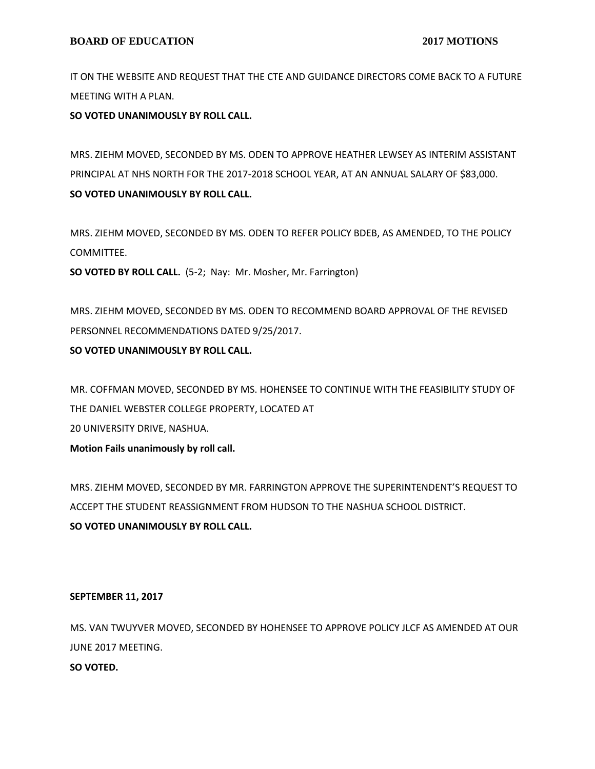IT ON THE WEBSITE AND REQUEST THAT THE CTE AND GUIDANCE DIRECTORS COME BACK TO A FUTURE MEETING WITH A PLAN.

**SO VOTED UNANIMOUSLY BY ROLL CALL.**

MRS. ZIEHM MOVED, SECONDED BY MS. ODEN TO APPROVE HEATHER LEWSEY AS INTERIM ASSISTANT PRINCIPAL AT NHS NORTH FOR THE 2017-2018 SCHOOL YEAR, AT AN ANNUAL SALARY OF $83,000.

**SO VOTED UNANIMOUSLY BY ROLL CALL.**

MRS. ZIEHM MOVED, SECONDED BY MS. ODEN TO REFER POLICY BDEB, AS AMENDED, TO THE POLICY COMMITTEE.

**SO VOTED BY ROLL CALL.** (5-2; Nay: Mr. Mosher, Mr. Farrington)

MRS. ZIEHM MOVED, SECONDED BY MS. ODEN TO RECOMMEND BOARD APPROVAL OF THE REVISED PERSONNEL RECOMMENDATIONS DATED 9/25/2017.

**SO VOTED UNANIMOUSLY BY ROLL CALL.**

MR. COFFMAN MOVED, SECONDED BY MS. HOHENSEE TO CONTINUE WITH THE FEASIBILITY STUDY OF THE DANIEL WEBSTER COLLEGE PROPERTY, LOCATED AT
20 UNIVERSITY DRIVE, NASHUA.

**Motion Fails unanimously by roll call.**

MRS. ZIEHM MOVED, SECONDED BY MR. FARRINGTON APPROVE THE SUPERINTENDENT'S REQUEST TO ACCEPT THE STUDENT REASSIGNMENT FROM HUDSON TO THE NASHUA SCHOOL DISTRICT.

**SO VOTED UNANIMOUSLY BY ROLL CALL.**

**SEPTEMBER 11, 2017**

MS. VAN TWUYVER MOVED, SECONDED BY HOHENSEE TO APPROVE POLICY JLCF AS AMENDED AT OUR JUNE 2017 MEETING.

**SO VOTED.**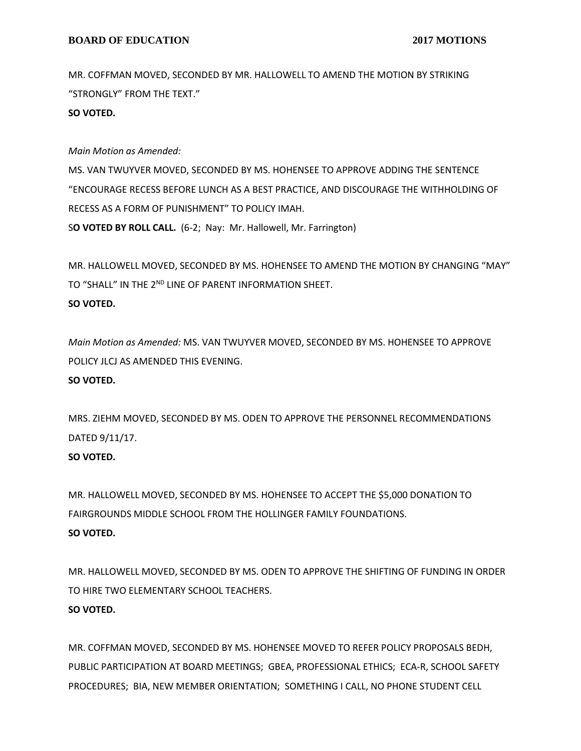MR. COFFMAN MOVED, SECONDED BY MR. HALLOWELL TO AMEND THE MOTION BY STRIKING "STRONGLY" FROM THE TEXT."

**SO VOTED.**

*Main Motion as Amended:*

MS. VAN TWUYVER MOVED, SECONDED BY MS. HOHENSEE TO APPROVE ADDING THE SENTENCE "ENCOURAGE RECESS BEFORE LUNCH AS A BEST PRACTICE, AND DISCOURAGE THE WITHHOLDING OF RECESS AS A FORM OF PUNISHMENT" TO POLICY IMAH.

S**O VOTED BY ROLL CALL.** (6-2; Nay: Mr. Hallowell, Mr. Farrington)

MR. HALLOWELL MOVED, SECONDED BY MS. HOHENSEE TO AMEND THE MOTION BY CHANGING "MAY" TO "SHALL" IN THE 2ND LINE OF PARENT INFORMATION SHEET.

**SO VOTED.**

*Main Motion as Amended:* MS. VAN TWUYVER MOVED, SECONDED BY MS. HOHENSEE TO APPROVE POLICY JLCJ AS AMENDED THIS EVENING.

**SO VOTED.**

MRS. ZIEHM MOVED, SECONDED BY MS. ODEN TO APPROVE THE PERSONNEL RECOMMENDATIONS DATED 9/11/17.

**SO VOTED.**

MR. HALLOWELL MOVED, SECONDED BY MS. HOHENSEE TO ACCEPT THE $5,000 DONATION TO FAIRGROUNDS MIDDLE SCHOOL FROM THE HOLLINGER FAMILY FOUNDATIONS.

**SO VOTED.**

MR. HALLOWELL MOVED, SECONDED BY MS. ODEN TO APPROVE THE SHIFTING OF FUNDING IN ORDER TO HIRE TWO ELEMENTARY SCHOOL TEACHERS.

**SO VOTED.**

MR. COFFMAN MOVED, SECONDED BY MS. HOHENSEE MOVED TO REFER POLICY PROPOSALS BEDH, PUBLIC PARTICIPATION AT BOARD MEETINGS; GBEA, PROFESSIONAL ETHICS; ECA-R, SCHOOL SAFETY PROCEDURES; BIA, NEW MEMBER ORIENTATION; SOMETHING I CALL, NO PHONE STUDENT CELL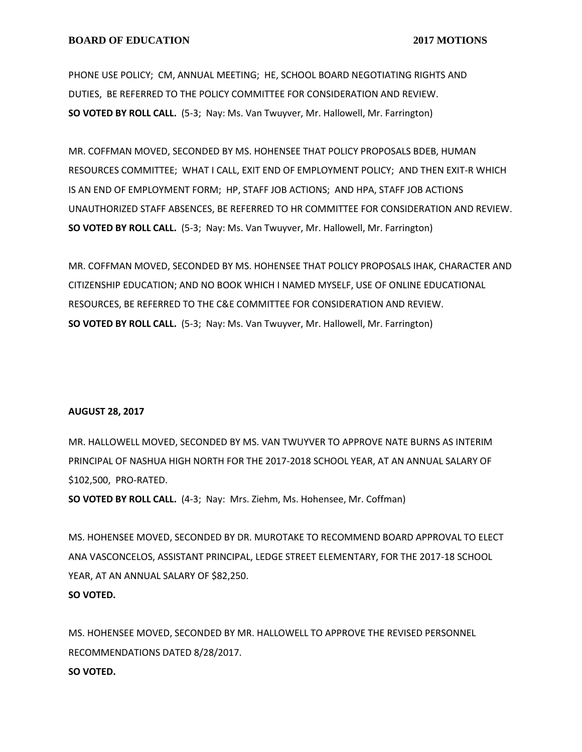PHONE USE POLICY; CM, ANNUAL MEETING; HE, SCHOOL BOARD NEGOTIATING RIGHTS AND DUTIES, BE REFERRED TO THE POLICY COMMITTEE FOR CONSIDERATION AND REVIEW.
**SO VOTED BY ROLL CALL.** (5-3; Nay: Ms. Van Twuyver, Mr. Hallowell, Mr. Farrington)

MR. COFFMAN MOVED, SECONDED BY MS. HOHENSEE THAT POLICY PROPOSALS BDEB, HUMAN RESOURCES COMMITTEE; WHAT I CALL, EXIT END OF EMPLOYMENT POLICY; AND THEN EXIT-R WHICH IS AN END OF EMPLOYMENT FORM; HP, STAFF JOB ACTIONS; AND HPA, STAFF JOB ACTIONS UNAUTHORIZED STAFF ABSENCES, BE REFERRED TO HR COMMITTEE FOR CONSIDERATION AND REVIEW.
**SO VOTED BY ROLL CALL.** (5-3; Nay: Ms. Van Twuyver, Mr. Hallowell, Mr. Farrington)

MR. COFFMAN MOVED, SECONDED BY MS. HOHENSEE THAT POLICY PROPOSALS IHAK, CHARACTER AND CITIZENSHIP EDUCATION; AND NO BOOK WHICH I NAMED MYSELF, USE OF ONLINE EDUCATIONAL RESOURCES, BE REFERRED TO THE C&E COMMITTEE FOR CONSIDERATION AND REVIEW.
**SO VOTED BY ROLL CALL.** (5-3; Nay: Ms. Van Twuyver, Mr. Hallowell, Mr. Farrington)

**AUGUST 28, 2017**

MR. HALLOWELL MOVED, SECONDED BY MS. VAN TWUYVER TO APPROVE NATE BURNS AS INTERIM PRINCIPAL OF NASHUA HIGH NORTH FOR THE 2017-2018 SCHOOL YEAR, AT AN ANNUAL SALARY OF $102,500, PRO-RATED.
**SO VOTED BY ROLL CALL.** (4-3; Nay: Mrs. Ziehm, Ms. Hohensee, Mr. Coffman)

MS. HOHENSEE MOVED, SECONDED BY DR. MUROTAKE TO RECOMMEND BOARD APPROVAL TO ELECT ANA VASCONCELOS, ASSISTANT PRINCIPAL, LEDGE STREET ELEMENTARY, FOR THE 2017-18 SCHOOL YEAR, AT AN ANNUAL SALARY OF $82,250.
**SO VOTED.**

MS. HOHENSEE MOVED, SECONDED BY MR. HALLOWELL TO APPROVE THE REVISED PERSONNEL RECOMMENDATIONS DATED 8/28/2017.
**SO VOTED.**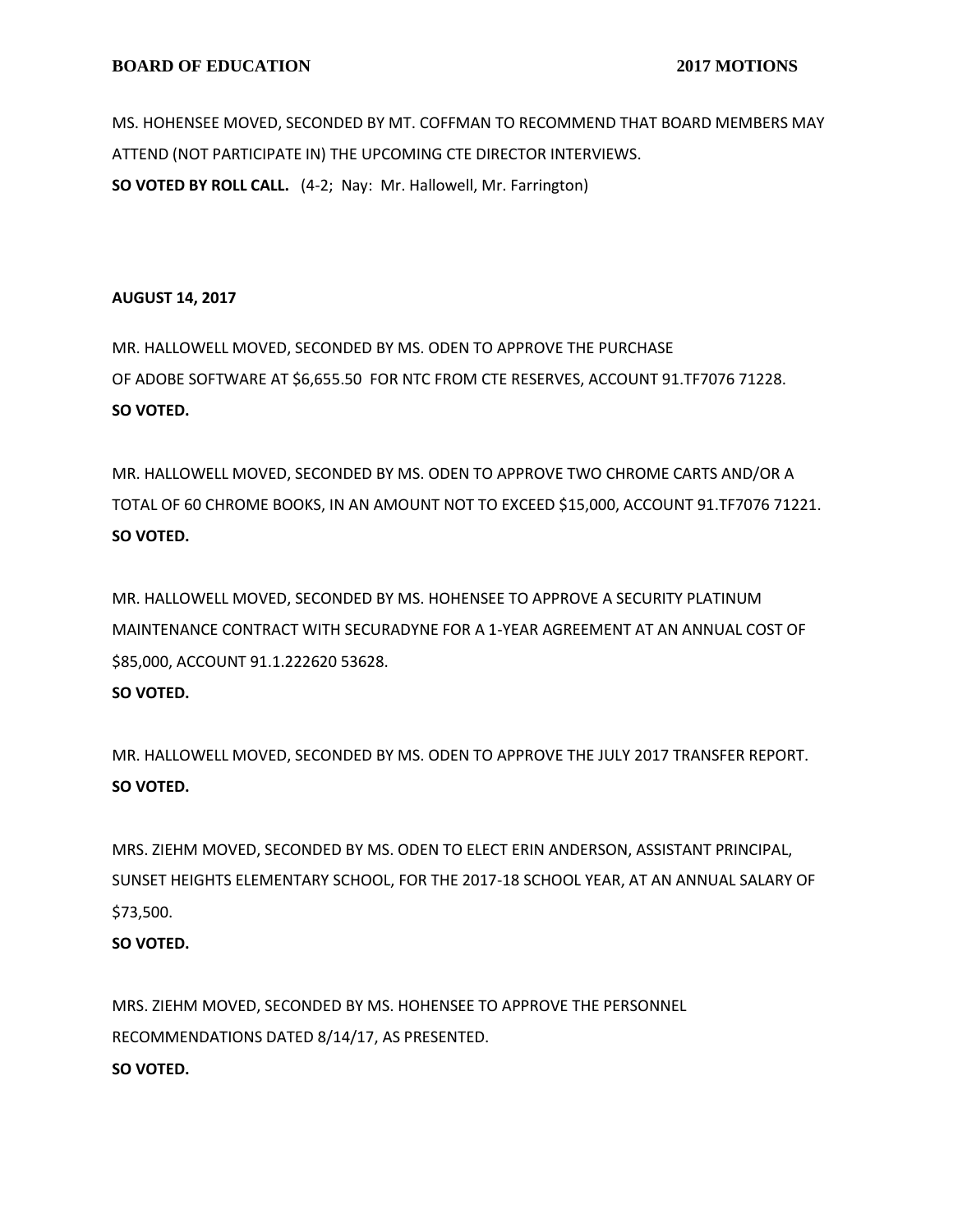MS. HOHENSEE MOVED, SECONDED BY MT. COFFMAN TO RECOMMEND THAT BOARD MEMBERS MAY ATTEND (NOT PARTICIPATE IN) THE UPCOMING CTE DIRECTOR INTERVIEWS.
**SO VOTED BY ROLL CALL.** (4-2; Nay: Mr. Hallowell, Mr. Farrington)

**AUGUST 14, 2017**

MR. HALLOWELL MOVED, SECONDED BY MS. ODEN TO APPROVE THE PURCHASE OF ADOBE SOFTWARE AT $6,655.50 FOR NTC FROM CTE RESERVES, ACCOUNT 91.TF7076 71228.
**SO VOTED.**

MR. HALLOWELL MOVED, SECONDED BY MS. ODEN TO APPROVE TWO CHROME CARTS AND/OR A TOTAL OF 60 CHROME BOOKS, IN AN AMOUNT NOT TO EXCEED $15,000, ACCOUNT 91.TF7076 71221.
**SO VOTED.**

MR. HALLOWELL MOVED, SECONDED BY MS. HOHENSEE TO APPROVE A SECURITY PLATINUM MAINTENANCE CONTRACT WITH SECURADYNE FOR A 1-YEAR AGREEMENT AT AN ANNUAL COST OF $85,000, ACCOUNT 91.1.222620 53628.
**SO VOTED.**

MR. HALLOWELL MOVED, SECONDED BY MS. ODEN TO APPROVE THE JULY 2017 TRANSFER REPORT.
**SO VOTED.**

MRS. ZIEHM MOVED, SECONDED BY MS. ODEN TO ELECT ERIN ANDERSON, ASSISTANT PRINCIPAL, SUNSET HEIGHTS ELEMENTARY SCHOOL, FOR THE 2017-18 SCHOOL YEAR, AT AN ANNUAL SALARY OF $73,500.
**SO VOTED.**

MRS. ZIEHM MOVED, SECONDED BY MS. HOHENSEE TO APPROVE THE PERSONNEL RECOMMENDATIONS DATED 8/14/17, AS PRESENTED.
**SO VOTED.**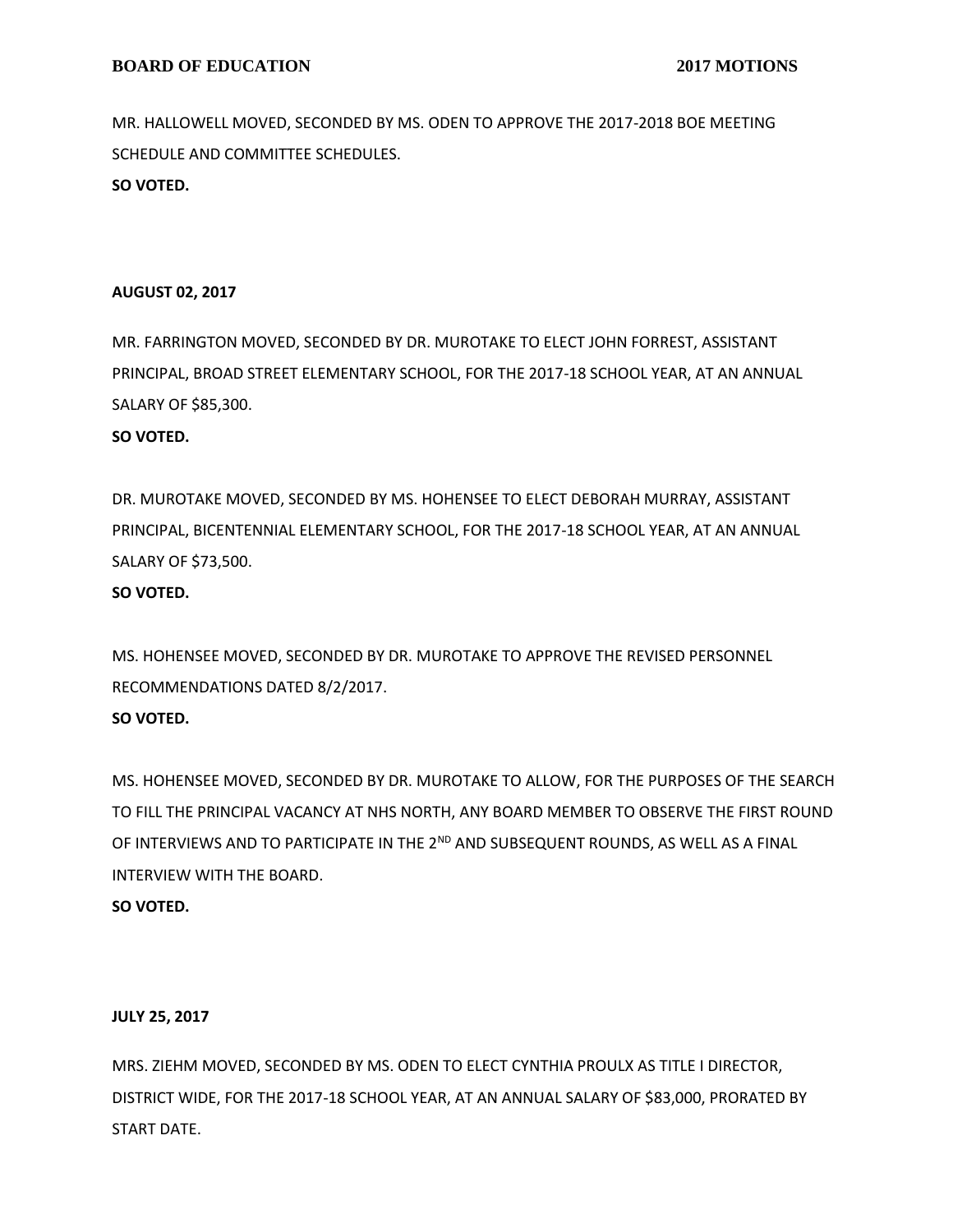MR. HALLOWELL MOVED, SECONDED BY MS. ODEN TO APPROVE THE 2017-2018 BOE MEETING SCHEDULE AND COMMITTEE SCHEDULES.

**SO VOTED.**

**AUGUST 02, 2017**

MR. FARRINGTON MOVED, SECONDED BY DR. MUROTAKE TO ELECT JOHN FORREST, ASSISTANT PRINCIPAL, BROAD STREET ELEMENTARY SCHOOL, FOR THE 2017-18 SCHOOL YEAR, AT AN ANNUAL SALARY OF $85,300.

**SO VOTED.**

DR. MUROTAKE MOVED, SECONDED BY MS. HOHENSEE TO ELECT DEBORAH MURRAY, ASSISTANT PRINCIPAL, BICENTENNIAL ELEMENTARY SCHOOL, FOR THE 2017-18 SCHOOL YEAR, AT AN ANNUAL SALARY OF $73,500.

**SO VOTED.**

MS. HOHENSEE MOVED, SECONDED BY DR. MUROTAKE TO APPROVE THE REVISED PERSONNEL RECOMMENDATIONS DATED 8/2/2017.

**SO VOTED.**

MS. HOHENSEE MOVED, SECONDED BY DR. MUROTAKE TO ALLOW, FOR THE PURPOSES OF THE SEARCH TO FILL THE PRINCIPAL VACANCY AT NHS NORTH, ANY BOARD MEMBER TO OBSERVE THE FIRST ROUND OF INTERVIEWS AND TO PARTICIPATE IN THE 2ND AND SUBSEQUENT ROUNDS, AS WELL AS A FINAL INTERVIEW WITH THE BOARD.

**SO VOTED.**

**JULY 25, 2017**

MRS. ZIEHM MOVED, SECONDED BY MS. ODEN TO ELECT CYNTHIA PROULX AS TITLE I DIRECTOR, DISTRICT WIDE, FOR THE 2017-18 SCHOOL YEAR, AT AN ANNUAL SALARY OF $83,000, PRORATED BY START DATE.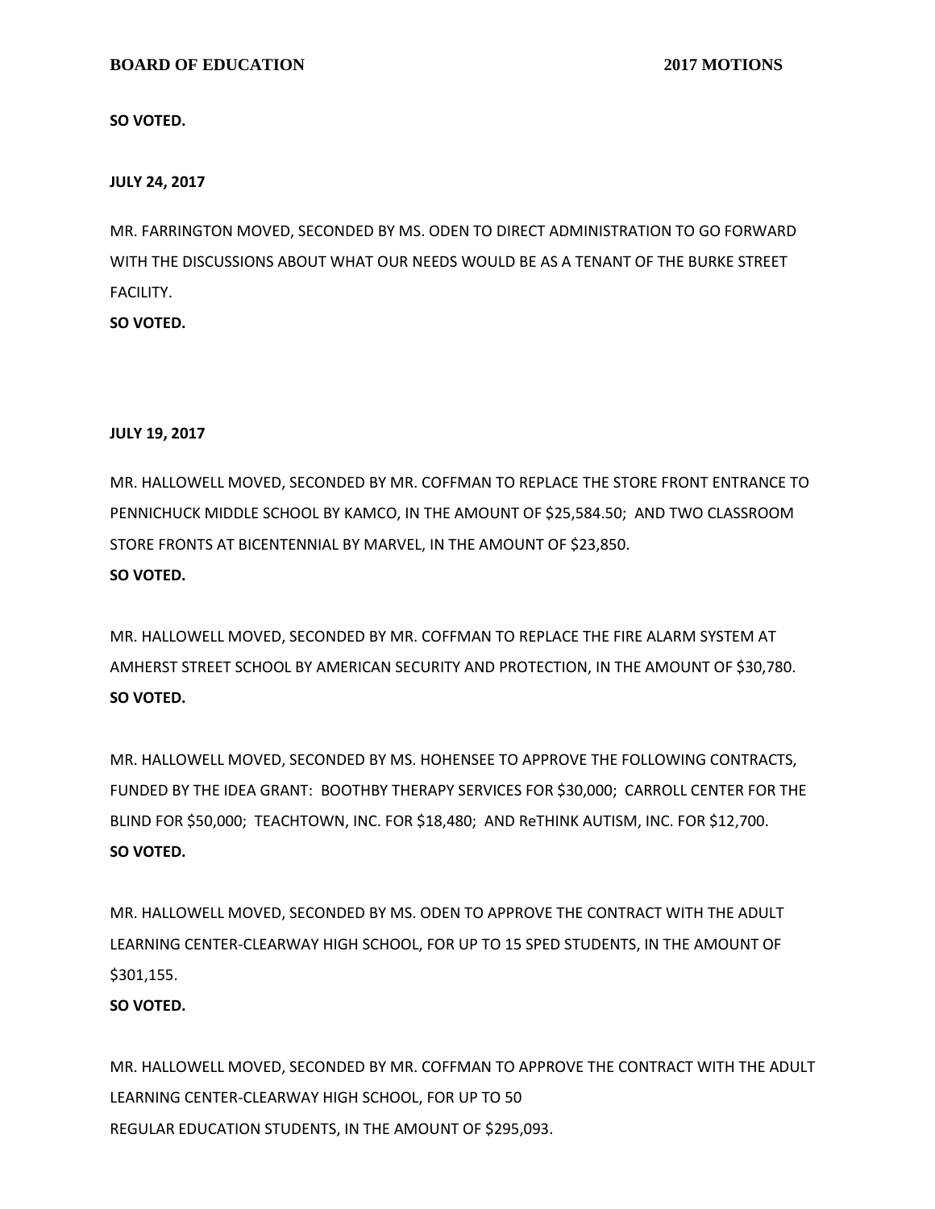**SO VOTED.**

**JULY 24, 2017**

MR. FARRINGTON MOVED, SECONDED BY MS. ODEN TO DIRECT ADMINISTRATION TO GO FORWARD WITH THE DISCUSSIONS ABOUT WHAT OUR NEEDS WOULD BE AS A TENANT OF THE BURKE STREET FACILITY.

**SO VOTED.**

**JULY 19, 2017**

MR. HALLOWELL MOVED, SECONDED BY MR. COFFMAN TO REPLACE THE STORE FRONT ENTRANCE TO PENNICHUCK MIDDLE SCHOOL BY KAMCO, IN THE AMOUNT OF $25,584.50; AND TWO CLASSROOM STORE FRONTS AT BICENTENNIAL BY MARVEL, IN THE AMOUNT OF $23,850.

**SO VOTED.**

MR. HALLOWELL MOVED, SECONDED BY MR. COFFMAN TO REPLACE THE FIRE ALARM SYSTEM AT AMHERST STREET SCHOOL BY AMERICAN SECURITY AND PROTECTION, IN THE AMOUNT OF $30,780.

**SO VOTED.**

MR. HALLOWELL MOVED, SECONDED BY MS. HOHENSEE TO APPROVE THE FOLLOWING CONTRACTS, FUNDED BY THE IDEA GRANT: BOOTHBY THERAPY SERVICES FOR $30,000; CARROLL CENTER FOR THE BLIND FOR $50,000; TEACHTOWN, INC. FOR $18,480; AND ReTHINK AUTISM, INC. FOR $12,700.

**SO VOTED.**

MR. HALLOWELL MOVED, SECONDED BY MS. ODEN TO APPROVE THE CONTRACT WITH THE ADULT LEARNING CENTER-CLEARWAY HIGH SCHOOL, FOR UP TO 15 SPED STUDENTS, IN THE AMOUNT OF $301,155.

**SO VOTED.**

MR. HALLOWELL MOVED, SECONDED BY MR. COFFMAN TO APPROVE THE CONTRACT WITH THE ADULT LEARNING CENTER-CLEARWAY HIGH SCHOOL, FOR UP TO 50 REGULAR EDUCATION STUDENTS, IN THE AMOUNT OF $295,093.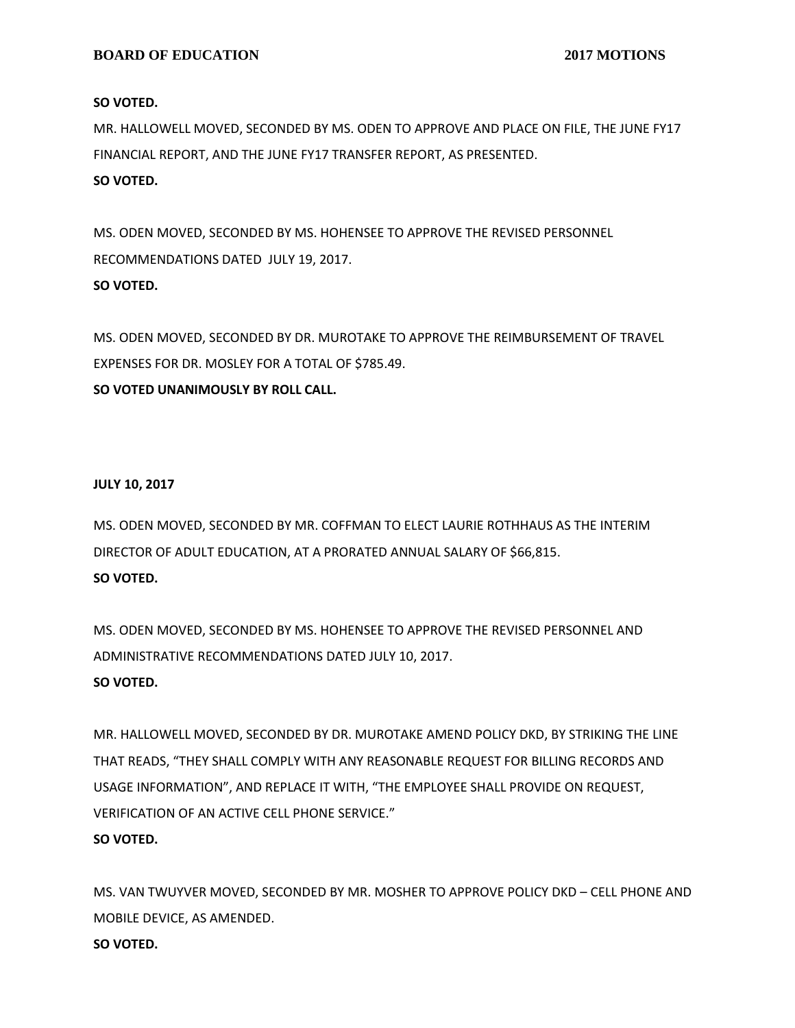**SO VOTED.**

MR. HALLOWELL MOVED, SECONDED BY MS. ODEN TO APPROVE AND PLACE ON FILE, THE JUNE FY17 FINANCIAL REPORT, AND THE JUNE FY17 TRANSFER REPORT, AS PRESENTED.

**SO VOTED.**

MS. ODEN MOVED, SECONDED BY MS. HOHENSEE TO APPROVE THE REVISED PERSONNEL RECOMMENDATIONS DATED JULY 19, 2017.

**SO VOTED.**

MS. ODEN MOVED, SECONDED BY DR. MUROTAKE TO APPROVE THE REIMBURSEMENT OF TRAVEL EXPENSES FOR DR. MOSLEY FOR A TOTAL OF $785.49.

**SO VOTED UNANIMOUSLY BY ROLL CALL.**

**JULY 10, 2017**

MS. ODEN MOVED, SECONDED BY MR. COFFMAN TO ELECT LAURIE ROTHHAUS AS THE INTERIM DIRECTOR OF ADULT EDUCATION, AT A PRORATED ANNUAL SALARY OF $66,815.

**SO VOTED.**

MS. ODEN MOVED, SECONDED BY MS. HOHENSEE TO APPROVE THE REVISED PERSONNEL AND ADMINISTRATIVE RECOMMENDATIONS DATED JULY 10, 2017.

**SO VOTED.**

MR. HALLOWELL MOVED, SECONDED BY DR. MUROTAKE AMEND POLICY DKD, BY STRIKING THE LINE THAT READS, "THEY SHALL COMPLY WITH ANY REASONABLE REQUEST FOR BILLING RECORDS AND USAGE INFORMATION", AND REPLACE IT WITH, "THE EMPLOYEE SHALL PROVIDE ON REQUEST, VERIFICATION OF AN ACTIVE CELL PHONE SERVICE."

**SO VOTED.**

MS. VAN TWUYVER MOVED, SECONDED BY MR. MOSHER TO APPROVE POLICY DKD – CELL PHONE AND MOBILE DEVICE, AS AMENDED.

**SO VOTED.**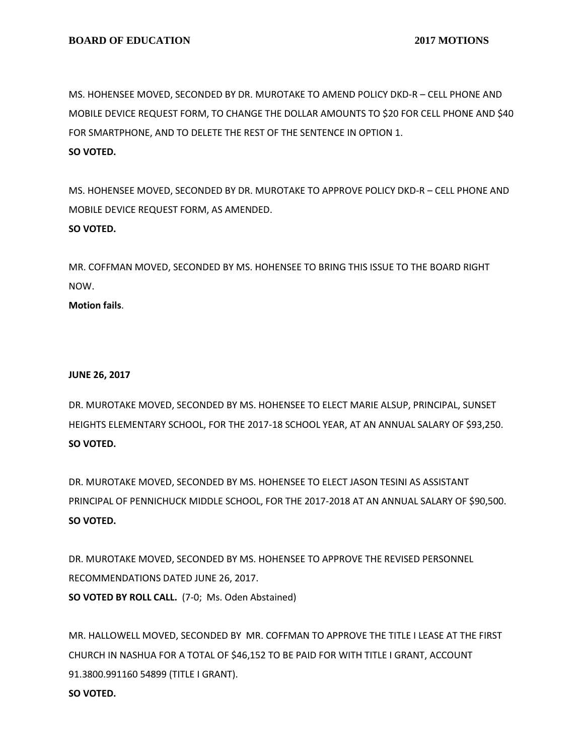MS. HOHENSEE MOVED, SECONDED BY DR. MUROTAKE TO AMEND POLICY DKD-R – CELL PHONE AND MOBILE DEVICE REQUEST FORM, TO CHANGE THE DOLLAR AMOUNTS TO $20 FOR CELL PHONE AND $40 FOR SMARTPHONE, AND TO DELETE THE REST OF THE SENTENCE IN OPTION 1.
**SO VOTED.**

MS. HOHENSEE MOVED, SECONDED BY DR. MUROTAKE TO APPROVE POLICY DKD-R – CELL PHONE AND MOBILE DEVICE REQUEST FORM, AS AMENDED.
**SO VOTED.**

MR. COFFMAN MOVED, SECONDED BY MS. HOHENSEE TO BRING THIS ISSUE TO THE BOARD RIGHT NOW.
**Motion fails**.

**JUNE 26, 2017**

DR. MUROTAKE MOVED, SECONDED BY MS. HOHENSEE TO ELECT MARIE ALSUP, PRINCIPAL, SUNSET HEIGHTS ELEMENTARY SCHOOL, FOR THE 2017-18 SCHOOL YEAR, AT AN ANNUAL SALARY OF $93,250.
**SO VOTED.**

DR. MUROTAKE MOVED, SECONDED BY MS. HOHENSEE TO ELECT JASON TESINI AS ASSISTANT PRINCIPAL OF PENNICHUCK MIDDLE SCHOOL, FOR THE 2017-2018 AT AN ANNUAL SALARY OF $90,500.
**SO VOTED.**

DR. MUROTAKE MOVED, SECONDED BY MS. HOHENSEE TO APPROVE THE REVISED PERSONNEL RECOMMENDATIONS DATED JUNE 26, 2017.
**SO VOTED BY ROLL CALL.** (7-0; Ms. Oden Abstained)

MR. HALLOWELL MOVED, SECONDED BY MR. COFFMAN TO APPROVE THE TITLE I LEASE AT THE FIRST CHURCH IN NASHUA FOR A TOTAL OF $46,152 TO BE PAID FOR WITH TITLE I GRANT, ACCOUNT 91.3800.991160 54899 (TITLE I GRANT).
**SO VOTED.**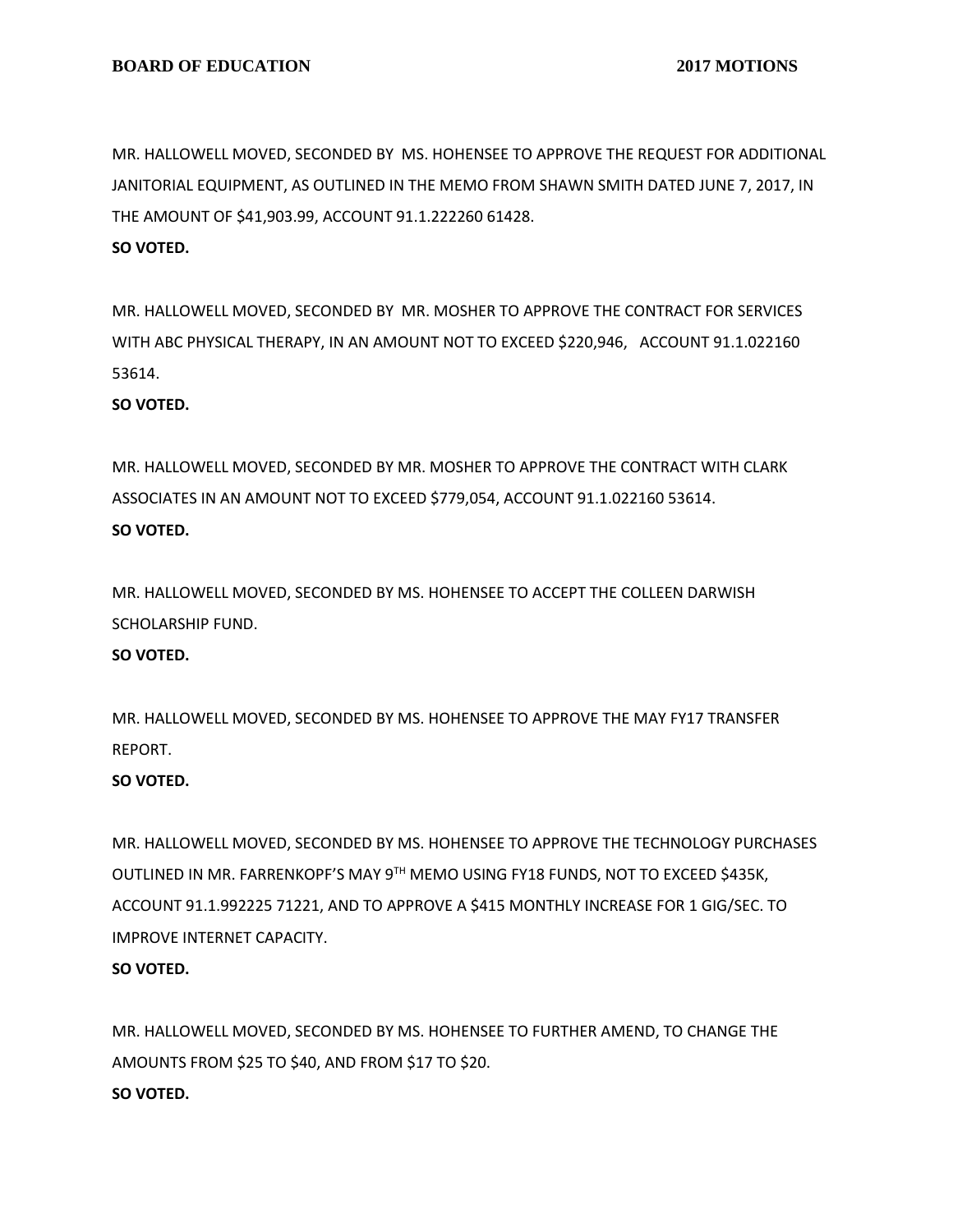MR. HALLOWELL MOVED, SECONDED BY MS. HOHENSEE TO APPROVE THE REQUEST FOR ADDITIONAL JANITORIAL EQUIPMENT, AS OUTLINED IN THE MEMO FROM SHAWN SMITH DATED JUNE 7, 2017, IN THE AMOUNT OF $41,903.99, ACCOUNT 91.1.222260 61428.

**SO VOTED.**

MR. HALLOWELL MOVED, SECONDED BY MR. MOSHER TO APPROVE THE CONTRACT FOR SERVICES WITH ABC PHYSICAL THERAPY, IN AN AMOUNT NOT TO EXCEED $220,946, ACCOUNT 91.1.022160 53614.

**SO VOTED.**

MR. HALLOWELL MOVED, SECONDED BY MR. MOSHER TO APPROVE THE CONTRACT WITH CLARK ASSOCIATES IN AN AMOUNT NOT TO EXCEED $779,054, ACCOUNT 91.1.022160 53614.

**SO VOTED.**

MR. HALLOWELL MOVED, SECONDED BY MS. HOHENSEE TO ACCEPT THE COLLEEN DARWISH SCHOLARSHIP FUND.

**SO VOTED.**

MR. HALLOWELL MOVED, SECONDED BY MS. HOHENSEE TO APPROVE THE MAY FY17 TRANSFER REPORT.

**SO VOTED.**

MR. HALLOWELL MOVED, SECONDED BY MS. HOHENSEE TO APPROVE THE TECHNOLOGY PURCHASES OUTLINED IN MR. FARRENKOPF'S MAY 9TH MEMO USING FY18 FUNDS, NOT TO EXCEED $435K, ACCOUNT 91.1.992225 71221, AND TO APPROVE A $415 MONTHLY INCREASE FOR 1 GIG/SEC. TO IMPROVE INTERNET CAPACITY.

**SO VOTED.**

MR. HALLOWELL MOVED, SECONDED BY MS. HOHENSEE TO FURTHER AMEND, TO CHANGE THE AMOUNTS FROM $25 TO $40, AND FROM $17 TO $20.

**SO VOTED.**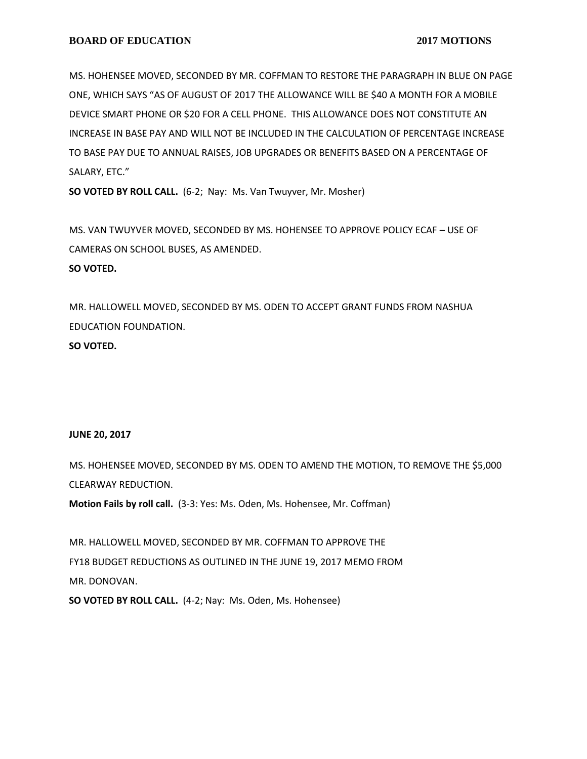MS. HOHENSEE MOVED, SECONDED BY MR. COFFMAN TO RESTORE THE PARAGRAPH IN BLUE ON PAGE ONE, WHICH SAYS "AS OF AUGUST OF 2017 THE ALLOWANCE WILL BE $40 A MONTH FOR A MOBILE DEVICE SMART PHONE OR $20 FOR A CELL PHONE. THIS ALLOWANCE DOES NOT CONSTITUTE AN INCREASE IN BASE PAY AND WILL NOT BE INCLUDED IN THE CALCULATION OF PERCENTAGE INCREASE TO BASE PAY DUE TO ANNUAL RAISES, JOB UPGRADES OR BENEFITS BASED ON A PERCENTAGE OF SALARY, ETC."

**SO VOTED BY ROLL CALL.** (6-2; Nay: Ms. Van Twuyver, Mr. Mosher)

MS. VAN TWUYVER MOVED, SECONDED BY MS. HOHENSEE TO APPROVE POLICY ECAF – USE OF CAMERAS ON SCHOOL BUSES, AS AMENDED.

**SO VOTED.**

MR. HALLOWELL MOVED, SECONDED BY MS. ODEN TO ACCEPT GRANT FUNDS FROM NASHUA EDUCATION FOUNDATION.

**SO VOTED.**

**JUNE 20, 2017**

MS. HOHENSEE MOVED, SECONDED BY MS. ODEN TO AMEND THE MOTION, TO REMOVE THE $5,000 CLEARWAY REDUCTION.

**Motion Fails by roll call.** (3-3: Yes: Ms. Oden, Ms. Hohensee, Mr. Coffman)

MR. HALLOWELL MOVED, SECONDED BY MR. COFFMAN TO APPROVE THE FY18 BUDGET REDUCTIONS AS OUTLINED IN THE JUNE 19, 2017 MEMO FROM MR. DONOVAN.

**SO VOTED BY ROLL CALL.** (4-2; Nay: Ms. Oden, Ms. Hohensee)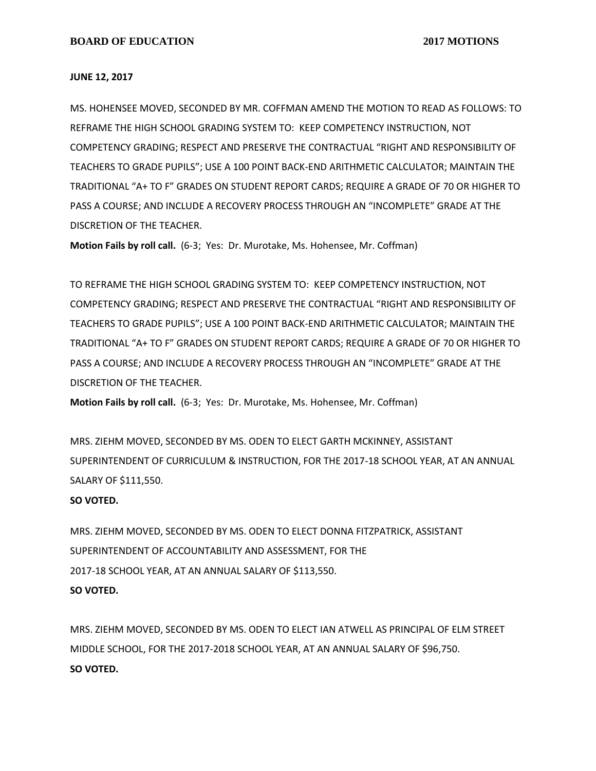**JUNE 12, 2017**

MS. HOHENSEE MOVED, SECONDED BY MR. COFFMAN AMEND THE MOTION TO READ AS FOLLOWS: TO REFRAME THE HIGH SCHOOL GRADING SYSTEM TO: KEEP COMPETENCY INSTRUCTION, NOT COMPETENCY GRADING; RESPECT AND PRESERVE THE CONTRACTUAL "RIGHT AND RESPONSIBILITY OF TEACHERS TO GRADE PUPILS"; USE A 100 POINT BACK-END ARITHMETIC CALCULATOR; MAINTAIN THE TRADITIONAL "A+ TO F" GRADES ON STUDENT REPORT CARDS; REQUIRE A GRADE OF 70 OR HIGHER TO PASS A COURSE; AND INCLUDE A RECOVERY PROCESS THROUGH AN "INCOMPLETE" GRADE AT THE DISCRETION OF THE TEACHER.

**Motion Fails by roll call.** (6-3; Yes: Dr. Murotake, Ms. Hohensee, Mr. Coffman)

TO REFRAME THE HIGH SCHOOL GRADING SYSTEM TO: KEEP COMPETENCY INSTRUCTION, NOT COMPETENCY GRADING; RESPECT AND PRESERVE THE CONTRACTUAL "RIGHT AND RESPONSIBILITY OF TEACHERS TO GRADE PUPILS"; USE A 100 POINT BACK-END ARITHMETIC CALCULATOR; MAINTAIN THE TRADITIONAL "A+ TO F" GRADES ON STUDENT REPORT CARDS; REQUIRE A GRADE OF 70 OR HIGHER TO PASS A COURSE; AND INCLUDE A RECOVERY PROCESS THROUGH AN "INCOMPLETE" GRADE AT THE DISCRETION OF THE TEACHER.

**Motion Fails by roll call.** (6-3; Yes: Dr. Murotake, Ms. Hohensee, Mr. Coffman)

MRS. ZIEHM MOVED, SECONDED BY MS. ODEN TO ELECT GARTH MCKINNEY, ASSISTANT SUPERINTENDENT OF CURRICULUM & INSTRUCTION, FOR THE 2017-18 SCHOOL YEAR, AT AN ANNUAL SALARY OF $111,550.

**SO VOTED.**

MRS. ZIEHM MOVED, SECONDED BY MS. ODEN TO ELECT DONNA FITZPATRICK, ASSISTANT SUPERINTENDENT OF ACCOUNTABILITY AND ASSESSMENT, FOR THE 2017-18 SCHOOL YEAR, AT AN ANNUAL SALARY OF $113,550.

**SO VOTED.**

MRS. ZIEHM MOVED, SECONDED BY MS. ODEN TO ELECT IAN ATWELL AS PRINCIPAL OF ELM STREET MIDDLE SCHOOL, FOR THE 2017-2018 SCHOOL YEAR, AT AN ANNUAL SALARY OF $96,750.

**SO VOTED.**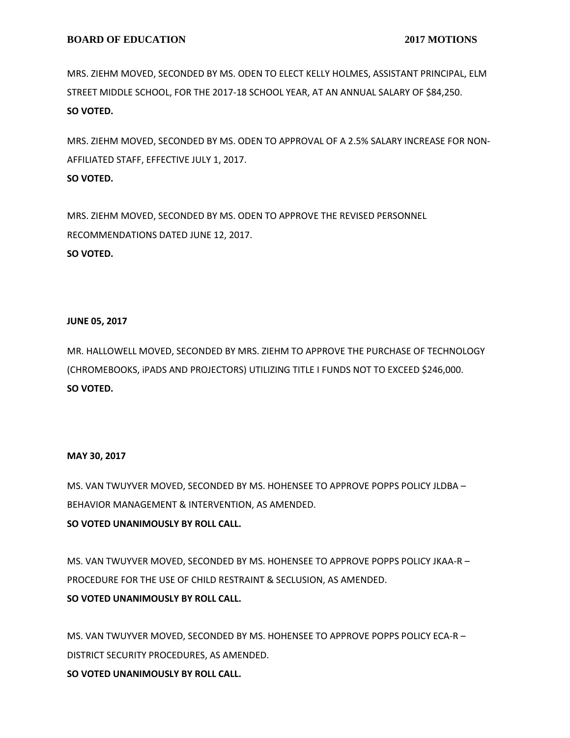MRS. ZIEHM MOVED, SECONDED BY MS. ODEN TO ELECT KELLY HOLMES, ASSISTANT PRINCIPAL, ELM STREET MIDDLE SCHOOL, FOR THE 2017-18 SCHOOL YEAR, AT AN ANNUAL SALARY OF $84,250.
**SO VOTED.**

MRS. ZIEHM MOVED, SECONDED BY MS. ODEN TO APPROVAL OF A 2.5% SALARY INCREASE FOR NON-AFFILIATED STAFF, EFFECTIVE JULY 1, 2017.
**SO VOTED.**

MRS. ZIEHM MOVED, SECONDED BY MS. ODEN TO APPROVE THE REVISED PERSONNEL RECOMMENDATIONS DATED JUNE 12, 2017.
**SO VOTED.**

**JUNE 05, 2017**

MR. HALLOWELL MOVED, SECONDED BY MRS. ZIEHM TO APPROVE THE PURCHASE OF TECHNOLOGY (CHROMEBOOKS, iPADS AND PROJECTORS) UTILIZING TITLE I FUNDS NOT TO EXCEED $246,000.
**SO VOTED.**

**MAY 30, 2017**

MS. VAN TWUYVER MOVED, SECONDED BY MS. HOHENSEE TO APPROVE POPPS POLICY JLDBA – BEHAVIOR MANAGEMENT & INTERVENTION, AS AMENDED.
**SO VOTED UNANIMOUSLY BY ROLL CALL.**

MS. VAN TWUYVER MOVED, SECONDED BY MS. HOHENSEE TO APPROVE POPPS POLICY JKAA-R – PROCEDURE FOR THE USE OF CHILD RESTRAINT & SECLUSION, AS AMENDED.
**SO VOTED UNANIMOUSLY BY ROLL CALL.**

MS. VAN TWUYVER MOVED, SECONDED BY MS. HOHENSEE TO APPROVE POPPS POLICY ECA-R – DISTRICT SECURITY PROCEDURES, AS AMENDED.
**SO VOTED UNANIMOUSLY BY ROLL CALL.**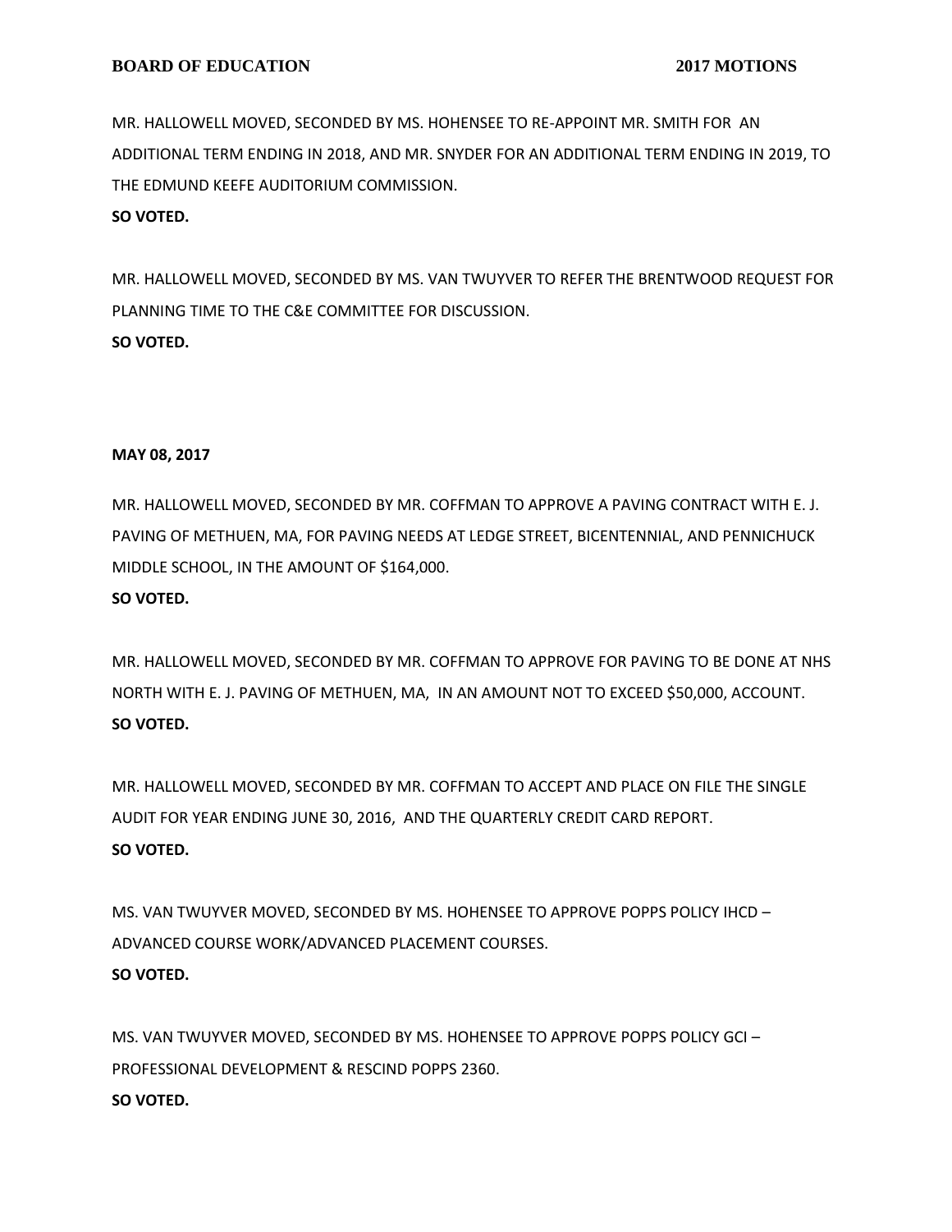MR. HALLOWELL MOVED, SECONDED BY MS. HOHENSEE TO RE-APPOINT MR. SMITH FOR AN ADDITIONAL TERM ENDING IN 2018, AND MR. SNYDER FOR AN ADDITIONAL TERM ENDING IN 2019, TO THE EDMUND KEEFE AUDITORIUM COMMISSION.

**SO VOTED.**

MR. HALLOWELL MOVED, SECONDED BY MS. VAN TWUYVER TO REFER THE BRENTWOOD REQUEST FOR PLANNING TIME TO THE C&E COMMITTEE FOR DISCUSSION.

**SO VOTED.**

**MAY 08, 2017**

MR. HALLOWELL MOVED, SECONDED BY MR. COFFMAN TO APPROVE A PAVING CONTRACT WITH E. J. PAVING OF METHUEN, MA, FOR PAVING NEEDS AT LEDGE STREET, BICENTENNIAL, AND PENNICHUCK MIDDLE SCHOOL, IN THE AMOUNT OF $164,000.

**SO VOTED.**

MR. HALLOWELL MOVED, SECONDED BY MR. COFFMAN TO APPROVE FOR PAVING TO BE DONE AT NHS NORTH WITH E. J. PAVING OF METHUEN, MA, IN AN AMOUNT NOT TO EXCEED $50,000, ACCOUNT.

**SO VOTED.**

MR. HALLOWELL MOVED, SECONDED BY MR. COFFMAN TO ACCEPT AND PLACE ON FILE THE SINGLE AUDIT FOR YEAR ENDING JUNE 30, 2016, AND THE QUARTERLY CREDIT CARD REPORT.

**SO VOTED.**

MS. VAN TWUYVER MOVED, SECONDED BY MS. HOHENSEE TO APPROVE POPPS POLICY IHCD – ADVANCED COURSE WORK/ADVANCED PLACEMENT COURSES.

**SO VOTED.**

MS. VAN TWUYVER MOVED, SECONDED BY MS. HOHENSEE TO APPROVE POPPS POLICY GCI – PROFESSIONAL DEVELOPMENT & RESCIND POPPS 2360.

**SO VOTED.**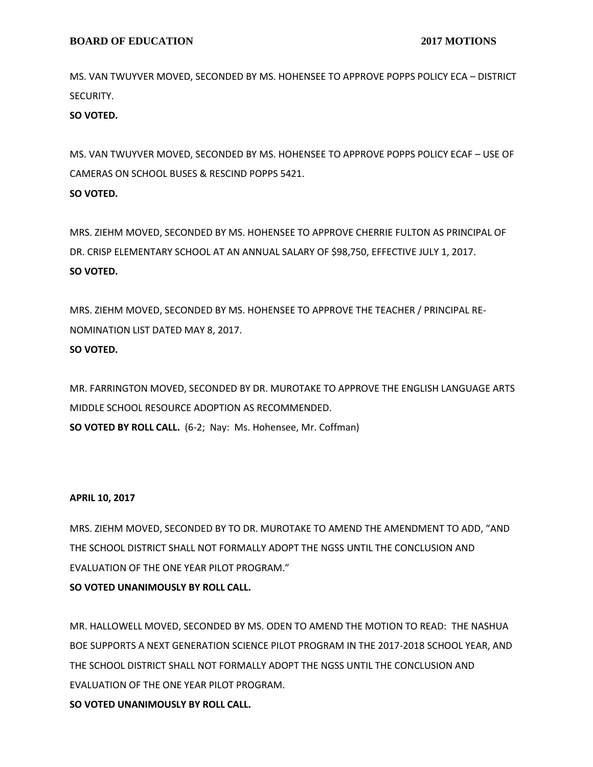MS. VAN TWUYVER MOVED, SECONDED BY MS. HOHENSEE TO APPROVE POPPS POLICY ECA – DISTRICT SECURITY.

**SO VOTED.**

MS. VAN TWUYVER MOVED, SECONDED BY MS. HOHENSEE TO APPROVE POPPS POLICY ECAF – USE OF CAMERAS ON SCHOOL BUSES & RESCIND POPPS 5421.

**SO VOTED.**

MRS. ZIEHM MOVED, SECONDED BY MS. HOHENSEE TO APPROVE CHERRIE FULTON AS PRINCIPAL OF DR. CRISP ELEMENTARY SCHOOL AT AN ANNUAL SALARY OF $98,750, EFFECTIVE JULY 1, 2017.

**SO VOTED.**

MRS. ZIEHM MOVED, SECONDED BY MS. HOHENSEE TO APPROVE THE TEACHER / PRINCIPAL RE-NOMINATION LIST DATED MAY 8, 2017.

**SO VOTED.**

MR. FARRINGTON MOVED, SECONDED BY DR. MUROTAKE TO APPROVE THE ENGLISH LANGUAGE ARTS MIDDLE SCHOOL RESOURCE ADOPTION AS RECOMMENDED.

**SO VOTED BY ROLL CALL.** (6-2; Nay: Ms. Hohensee, Mr. Coffman)

**APRIL 10, 2017**

MRS. ZIEHM MOVED, SECONDED BY TO DR. MUROTAKE TO AMEND THE AMENDMENT TO ADD, "AND THE SCHOOL DISTRICT SHALL NOT FORMALLY ADOPT THE NGSS UNTIL THE CONCLUSION AND EVALUATION OF THE ONE YEAR PILOT PROGRAM."

**SO VOTED UNANIMOUSLY BY ROLL CALL.**

MR. HALLOWELL MOVED, SECONDED BY MS. ODEN TO AMEND THE MOTION TO READ: THE NASHUA BOE SUPPORTS A NEXT GENERATION SCIENCE PILOT PROGRAM IN THE 2017-2018 SCHOOL YEAR, AND THE SCHOOL DISTRICT SHALL NOT FORMALLY ADOPT THE NGSS UNTIL THE CONCLUSION AND EVALUATION OF THE ONE YEAR PILOT PROGRAM.

**SO VOTED UNANIMOUSLY BY ROLL CALL.**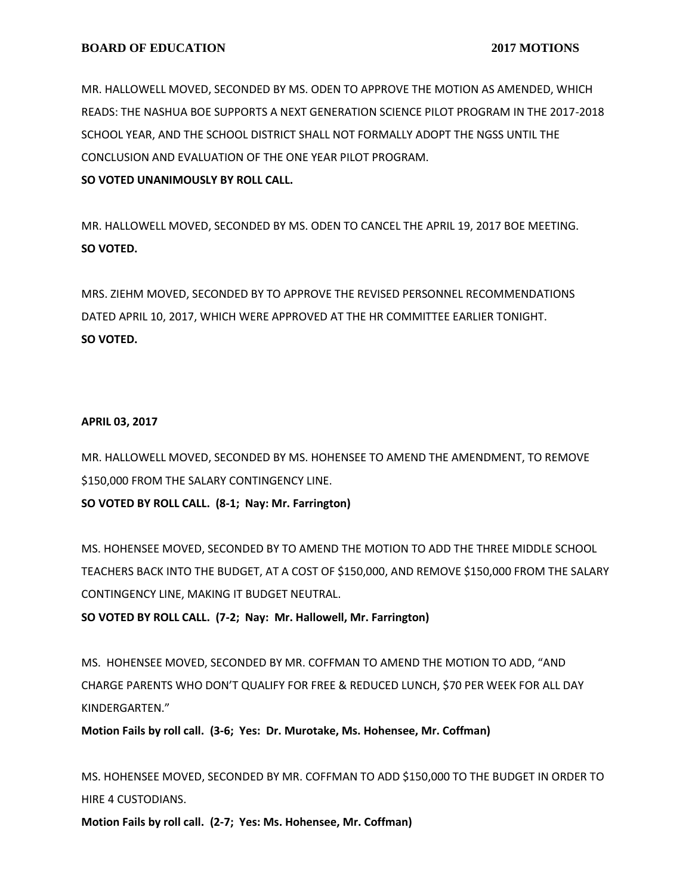MR. HALLOWELL MOVED, SECONDED BY MS. ODEN TO APPROVE THE MOTION AS AMENDED, WHICH READS: THE NASHUA BOE SUPPORTS A NEXT GENERATION SCIENCE PILOT PROGRAM IN THE 2017-2018 SCHOOL YEAR, AND THE SCHOOL DISTRICT SHALL NOT FORMALLY ADOPT THE NGSS UNTIL THE CONCLUSION AND EVALUATION OF THE ONE YEAR PILOT PROGRAM.

**SO VOTED UNANIMOUSLY BY ROLL CALL.**

MR. HALLOWELL MOVED, SECONDED BY MS. ODEN TO CANCEL THE APRIL 19, 2017 BOE MEETING.

**SO VOTED.**

MRS. ZIEHM MOVED, SECONDED BY TO APPROVE THE REVISED PERSONNEL RECOMMENDATIONS DATED APRIL 10, 2017, WHICH WERE APPROVED AT THE HR COMMITTEE EARLIER TONIGHT.

**SO VOTED.**

**APRIL 03, 2017**

MR. HALLOWELL MOVED, SECONDED BY MS. HOHENSEE TO AMEND THE AMENDMENT, TO REMOVE $150,000 FROM THE SALARY CONTINGENCY LINE.

**SO VOTED BY ROLL CALL. (8-1; Nay: Mr. Farrington)**

MS. HOHENSEE MOVED, SECONDED BY TO AMEND THE MOTION TO ADD THE THREE MIDDLE SCHOOL TEACHERS BACK INTO THE BUDGET, AT A COST OF $150,000, AND REMOVE $150,000 FROM THE SALARY CONTINGENCY LINE, MAKING IT BUDGET NEUTRAL.

**SO VOTED BY ROLL CALL. (7-2; Nay: Mr. Hallowell, Mr. Farrington)**

MS. HOHENSEE MOVED, SECONDED BY MR. COFFMAN TO AMEND THE MOTION TO ADD, "AND CHARGE PARENTS WHO DON'T QUALIFY FOR FREE & REDUCED LUNCH, $70 PER WEEK FOR ALL DAY KINDERGARTEN."

**Motion Fails by roll call. (3-6; Yes: Dr. Murotake, Ms. Hohensee, Mr. Coffman)**

MS. HOHENSEE MOVED, SECONDED BY MR. COFFMAN TO ADD $150,000 TO THE BUDGET IN ORDER TO HIRE 4 CUSTODIANS.

**Motion Fails by roll call. (2-7; Yes: Ms. Hohensee, Mr. Coffman)**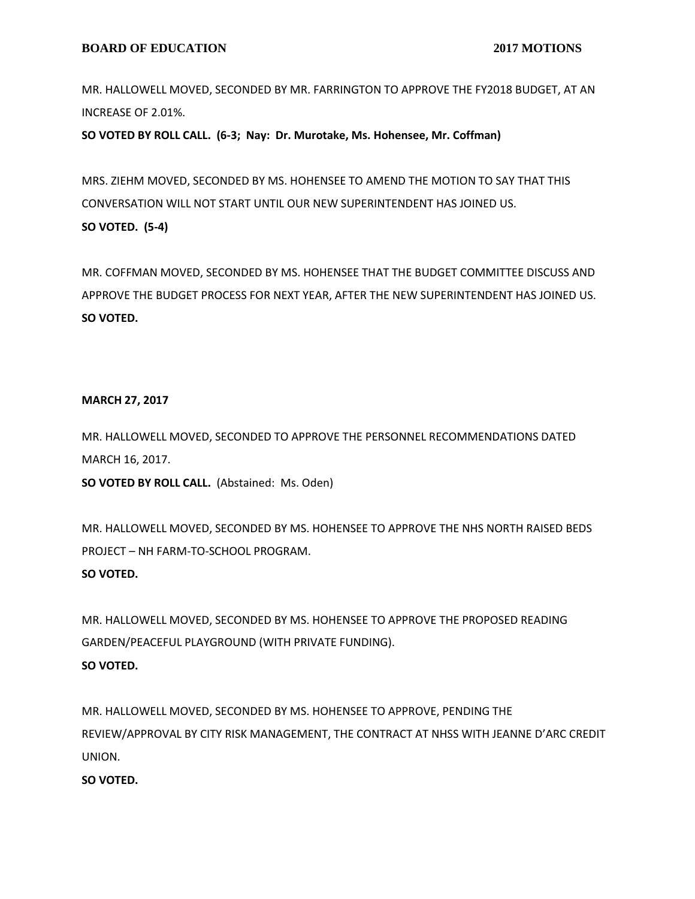MR. HALLOWELL MOVED, SECONDED BY MR. FARRINGTON TO APPROVE THE FY2018 BUDGET, AT AN INCREASE OF 2.01%.

**SO VOTED BY ROLL CALL. (6-3; Nay: Dr. Murotake, Ms. Hohensee, Mr. Coffman)**

MRS. ZIEHM MOVED, SECONDED BY MS. HOHENSEE TO AMEND THE MOTION TO SAY THAT THIS CONVERSATION WILL NOT START UNTIL OUR NEW SUPERINTENDENT HAS JOINED US.

**SO VOTED. (5-4)**

MR. COFFMAN MOVED, SECONDED BY MS. HOHENSEE THAT THE BUDGET COMMITTEE DISCUSS AND APPROVE THE BUDGET PROCESS FOR NEXT YEAR, AFTER THE NEW SUPERINTENDENT HAS JOINED US.

**SO VOTED.**

**MARCH 27, 2017**

MR. HALLOWELL MOVED, SECONDED TO APPROVE THE PERSONNEL RECOMMENDATIONS DATED MARCH 16, 2017.

**SO VOTED BY ROLL CALL.** (Abstained: Ms. Oden)

MR. HALLOWELL MOVED, SECONDED BY MS. HOHENSEE TO APPROVE THE NHS NORTH RAISED BEDS PROJECT – NH FARM-TO-SCHOOL PROGRAM.

**SO VOTED.**

MR. HALLOWELL MOVED, SECONDED BY MS. HOHENSEE TO APPROVE THE PROPOSED READING GARDEN/PEACEFUL PLAYGROUND (WITH PRIVATE FUNDING).

**SO VOTED.**

MR. HALLOWELL MOVED, SECONDED BY MS. HOHENSEE TO APPROVE, PENDING THE REVIEW/APPROVAL BY CITY RISK MANAGEMENT, THE CONTRACT AT NHSS WITH JEANNE D'ARC CREDIT UNION.

**SO VOTED.**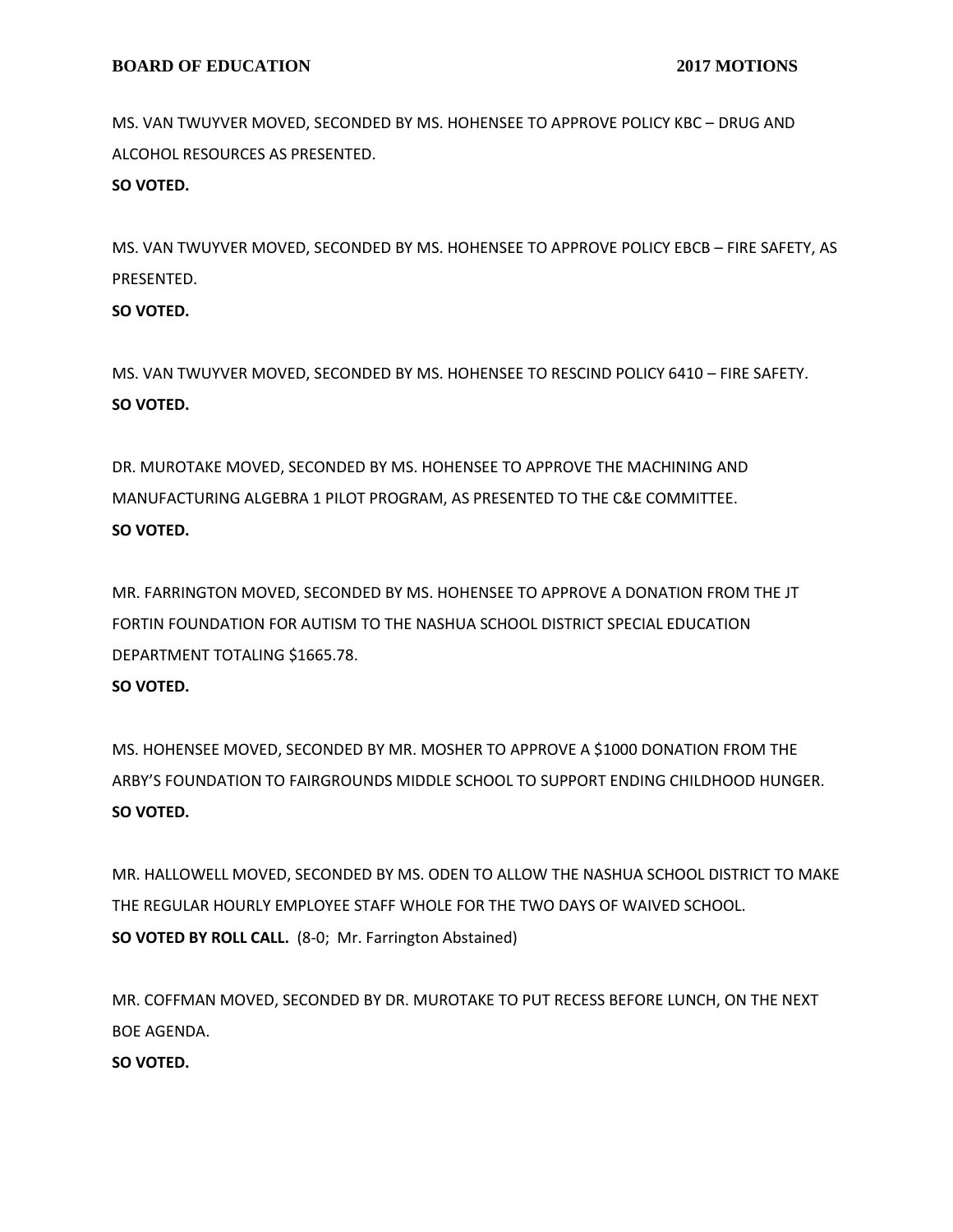MS. VAN TWUYVER MOVED, SECONDED BY MS. HOHENSEE TO APPROVE POLICY KBC – DRUG AND ALCOHOL RESOURCES AS PRESENTED.

**SO VOTED.**

MS. VAN TWUYVER MOVED, SECONDED BY MS. HOHENSEE TO APPROVE POLICY EBCB – FIRE SAFETY, AS PRESENTED.

**SO VOTED.**

MS. VAN TWUYVER MOVED, SECONDED BY MS. HOHENSEE TO RESCIND POLICY 6410 – FIRE SAFETY.

**SO VOTED.**

DR. MUROTAKE MOVED, SECONDED BY MS. HOHENSEE TO APPROVE THE MACHINING AND MANUFACTURING ALGEBRA 1 PILOT PROGRAM, AS PRESENTED TO THE C&E COMMITTEE.

**SO VOTED.**

MR. FARRINGTON MOVED, SECONDED BY MS. HOHENSEE TO APPROVE A DONATION FROM THE JT FORTIN FOUNDATION FOR AUTISM TO THE NASHUA SCHOOL DISTRICT SPECIAL EDUCATION DEPARTMENT TOTALING $1665.78.

**SO VOTED.**

MS. HOHENSEE MOVED, SECONDED BY MR. MOSHER TO APPROVE A $1000 DONATION FROM THE ARBY'S FOUNDATION TO FAIRGROUNDS MIDDLE SCHOOL TO SUPPORT ENDING CHILDHOOD HUNGER.

**SO VOTED.**

MR. HALLOWELL MOVED, SECONDED BY MS. ODEN TO ALLOW THE NASHUA SCHOOL DISTRICT TO MAKE THE REGULAR HOURLY EMPLOYEE STAFF WHOLE FOR THE TWO DAYS OF WAIVED SCHOOL.

**SO VOTED BY ROLL CALL.** (8-0; Mr. Farrington Abstained)

MR. COFFMAN MOVED, SECONDED BY DR. MUROTAKE TO PUT RECESS BEFORE LUNCH, ON THE NEXT BOE AGENDA.

**SO VOTED.**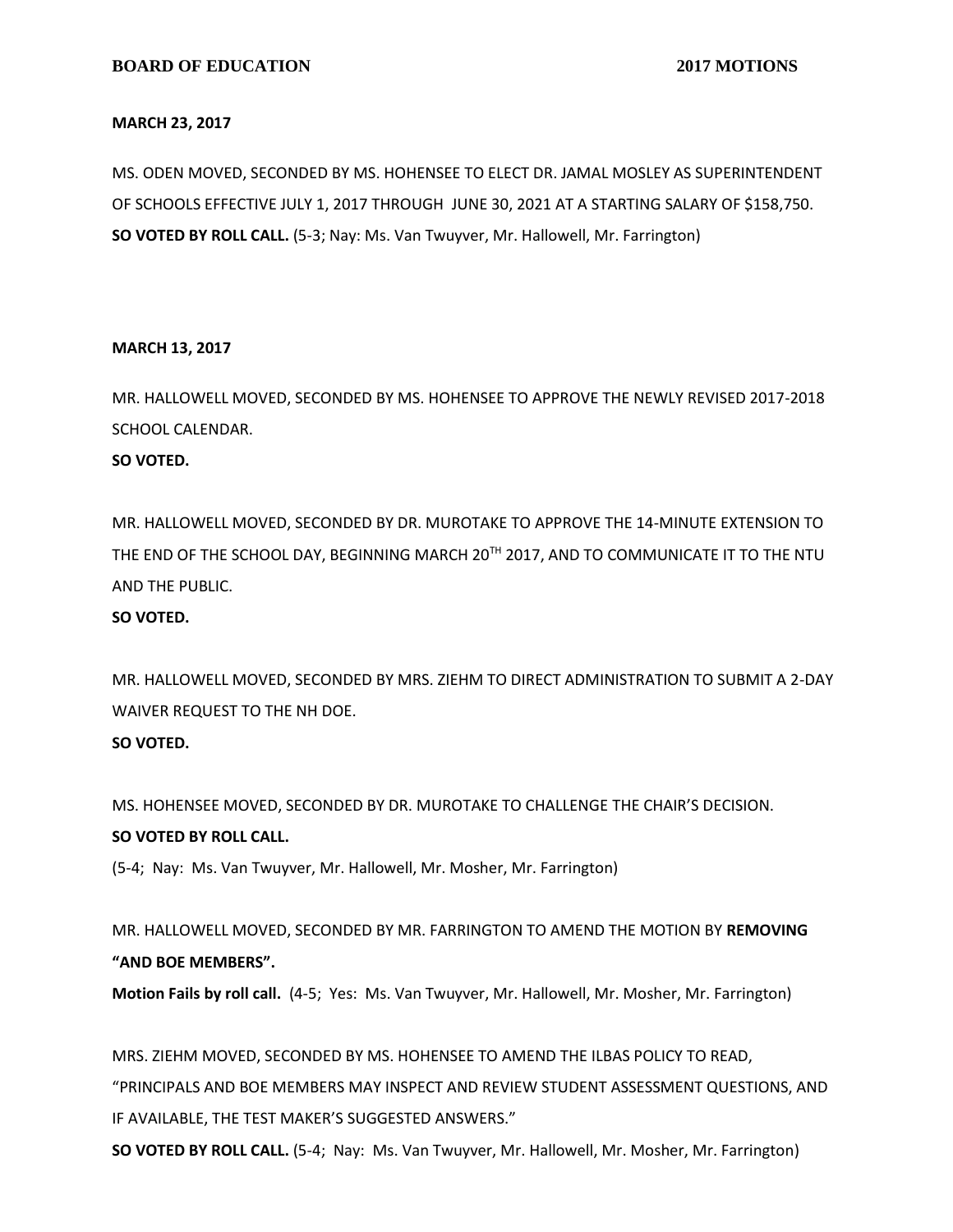**MARCH 23, 2017**

MS. ODEN MOVED, SECONDED BY MS. HOHENSEE TO ELECT DR. JAMAL MOSLEY AS SUPERINTENDENT OF SCHOOLS EFFECTIVE JULY 1, 2017 THROUGH JUNE 30, 2021 AT A STARTING SALARY OF $158,750.
**SO VOTED BY ROLL CALL.** (5-3; Nay: Ms. Van Twuyver, Mr. Hallowell, Mr. Farrington)

**MARCH 13, 2017**

MR. HALLOWELL MOVED, SECONDED BY MS. HOHENSEE TO APPROVE THE NEWLY REVISED 2017-2018 SCHOOL CALENDAR.
**SO VOTED.**

MR. HALLOWELL MOVED, SECONDED BY DR. MUROTAKE TO APPROVE THE 14-MINUTE EXTENSION TO THE END OF THE SCHOOL DAY, BEGINNING MARCH 20TH 2017, AND TO COMMUNICATE IT TO THE NTU AND THE PUBLIC.
**SO VOTED.**

MR. HALLOWELL MOVED, SECONDED BY MRS. ZIEHM TO DIRECT ADMINISTRATION TO SUBMIT A 2-DAY WAIVER REQUEST TO THE NH DOE.
**SO VOTED.**

MS. HOHENSEE MOVED, SECONDED BY DR. MUROTAKE TO CHALLENGE THE CHAIR'S DECISION.
**SO VOTED BY ROLL CALL.**
(5-4; Nay: Ms. Van Twuyver, Mr. Hallowell, Mr. Mosher, Mr. Farrington)

MR. HALLOWELL MOVED, SECONDED BY MR. FARRINGTON TO AMEND THE MOTION BY **REMOVING "AND BOE MEMBERS".**
**Motion Fails by roll call.** (4-5; Yes: Ms. Van Twuyver, Mr. Hallowell, Mr. Mosher, Mr. Farrington)

MRS. ZIEHM MOVED, SECONDED BY MS. HOHENSEE TO AMEND THE ILBAS POLICY TO READ, "PRINCIPALS AND BOE MEMBERS MAY INSPECT AND REVIEW STUDENT ASSESSMENT QUESTIONS, AND IF AVAILABLE, THE TEST MAKER'S SUGGESTED ANSWERS."
**SO VOTED BY ROLL CALL.** (5-4; Nay: Ms. Van Twuyver, Mr. Hallowell, Mr. Mosher, Mr. Farrington)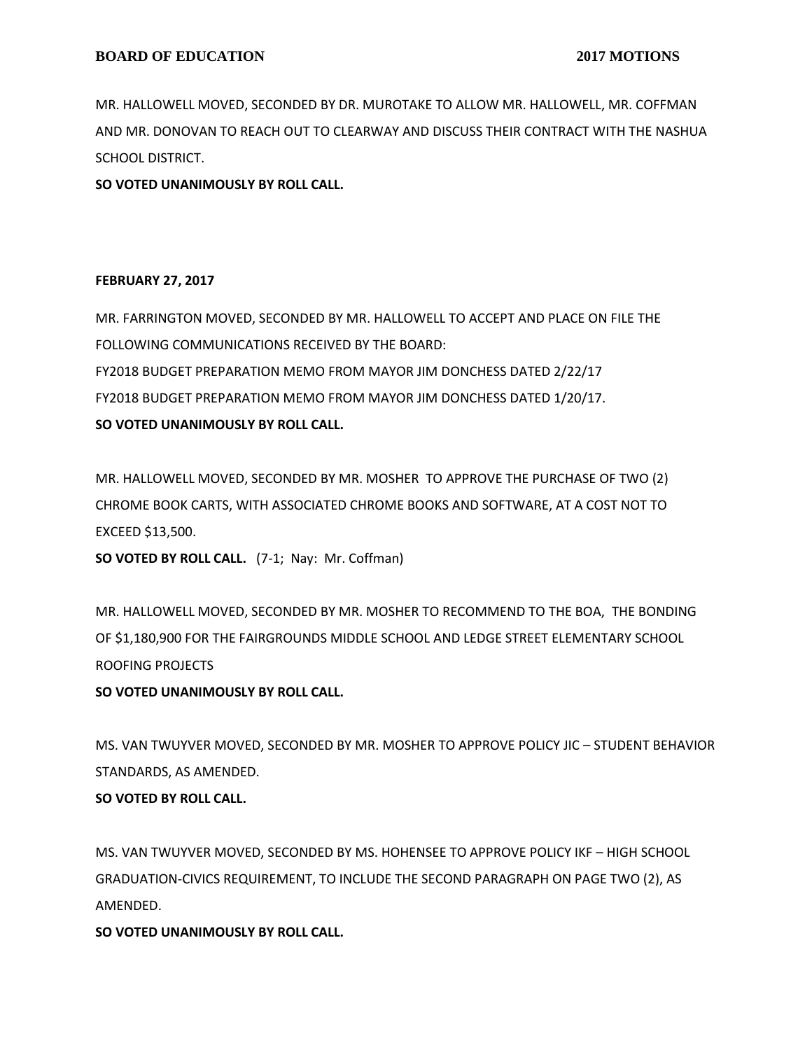MR. HALLOWELL MOVED, SECONDED BY DR. MUROTAKE TO ALLOW MR. HALLOWELL, MR. COFFMAN AND MR. DONOVAN TO REACH OUT TO CLEARWAY AND DISCUSS THEIR CONTRACT WITH THE NASHUA SCHOOL DISTRICT.

**SO VOTED UNANIMOUSLY BY ROLL CALL.**

**FEBRUARY 27, 2017**

MR. FARRINGTON MOVED, SECONDED BY MR. HALLOWELL TO ACCEPT AND PLACE ON FILE THE FOLLOWING COMMUNICATIONS RECEIVED BY THE BOARD:

FY2018 BUDGET PREPARATION MEMO FROM MAYOR JIM DONCHESS DATED 2/22/17

FY2018 BUDGET PREPARATION MEMO FROM MAYOR JIM DONCHESS DATED 1/20/17.

**SO VOTED UNANIMOUSLY BY ROLL CALL.**

MR. HALLOWELL MOVED, SECONDED BY MR. MOSHER TO APPROVE THE PURCHASE OF TWO (2) CHROME BOOK CARTS, WITH ASSOCIATED CHROME BOOKS AND SOFTWARE, AT A COST NOT TO EXCEED $13,500.

**SO VOTED BY ROLL CALL.** (7-1; Nay: Mr. Coffman)

MR. HALLOWELL MOVED, SECONDED BY MR. MOSHER TO RECOMMEND TO THE BOA, THE BONDING OF $1,180,900 FOR THE FAIRGROUNDS MIDDLE SCHOOL AND LEDGE STREET ELEMENTARY SCHOOL ROOFING PROJECTS

**SO VOTED UNANIMOUSLY BY ROLL CALL.**

MS. VAN TWUYVER MOVED, SECONDED BY MR. MOSHER TO APPROVE POLICY JIC – STUDENT BEHAVIOR STANDARDS, AS AMENDED.

**SO VOTED BY ROLL CALL.**

MS. VAN TWUYVER MOVED, SECONDED BY MS. HOHENSEE TO APPROVE POLICY IKF – HIGH SCHOOL GRADUATION-CIVICS REQUIREMENT, TO INCLUDE THE SECOND PARAGRAPH ON PAGE TWO (2), AS AMENDED.

**SO VOTED UNANIMOUSLY BY ROLL CALL.**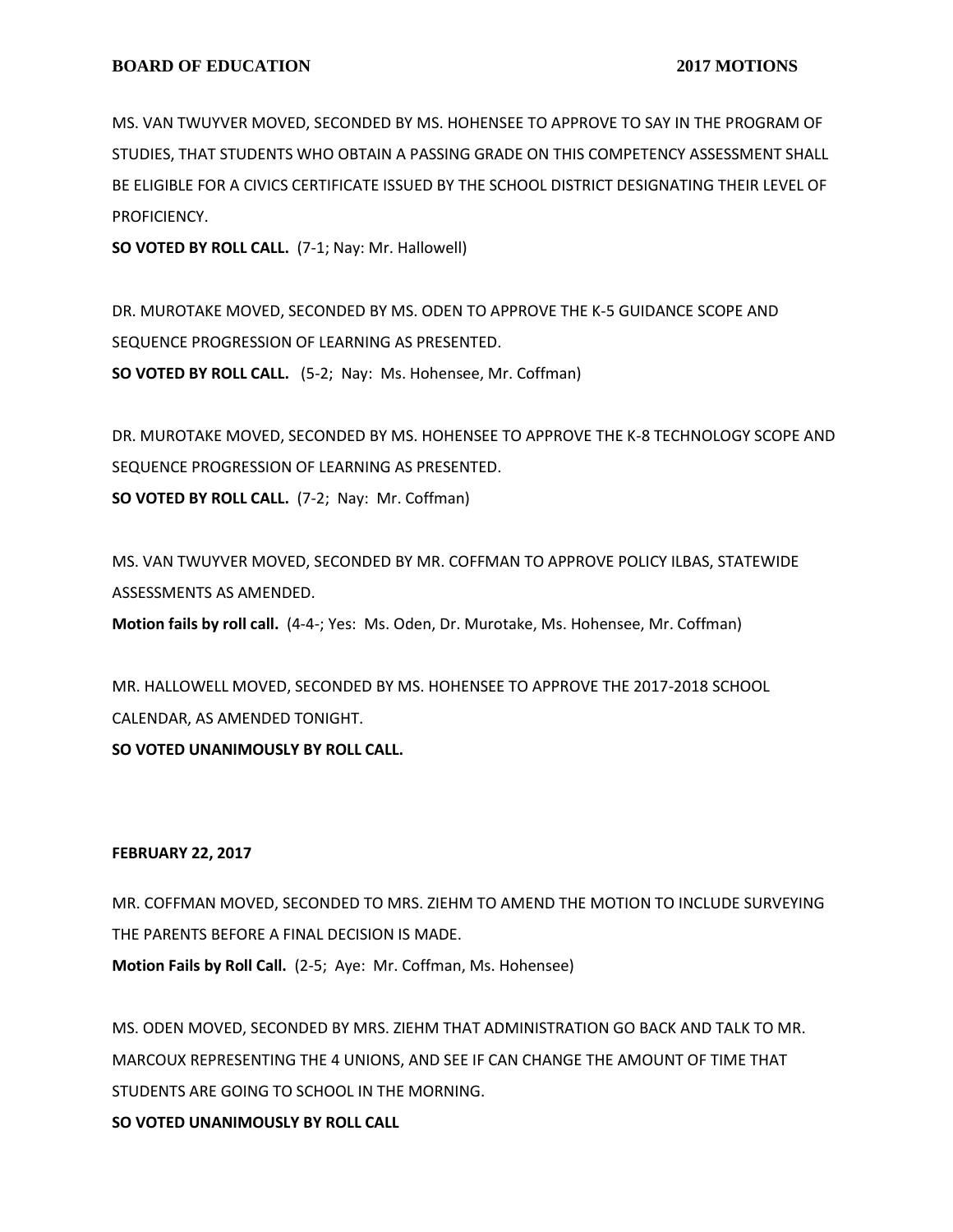MS. VAN TWUYVER MOVED, SECONDED BY MS. HOHENSEE TO APPROVE TO SAY IN THE PROGRAM OF STUDIES, THAT STUDENTS WHO OBTAIN A PASSING GRADE ON THIS COMPETENCY ASSESSMENT SHALL BE ELIGIBLE FOR A CIVICS CERTIFICATE ISSUED BY THE SCHOOL DISTRICT DESIGNATING THEIR LEVEL OF PROFICIENCY.

**SO VOTED BY ROLL CALL.** (7-1; Nay: Mr. Hallowell)

DR. MUROTAKE MOVED, SECONDED BY MS. ODEN TO APPROVE THE K-5 GUIDANCE SCOPE AND SEQUENCE PROGRESSION OF LEARNING AS PRESENTED.

**SO VOTED BY ROLL CALL.** (5-2; Nay: Ms. Hohensee, Mr. Coffman)

DR. MUROTAKE MOVED, SECONDED BY MS. HOHENSEE TO APPROVE THE K-8 TECHNOLOGY SCOPE AND SEQUENCE PROGRESSION OF LEARNING AS PRESENTED.

**SO VOTED BY ROLL CALL.** (7-2; Nay: Mr. Coffman)

MS. VAN TWUYVER MOVED, SECONDED BY MR. COFFMAN TO APPROVE POLICY ILBAS, STATEWIDE ASSESSMENTS AS AMENDED.

**Motion fails by roll call.** (4-4-; Yes: Ms. Oden, Dr. Murotake, Ms. Hohensee, Mr. Coffman)

MR. HALLOWELL MOVED, SECONDED BY MS. HOHENSEE TO APPROVE THE 2017-2018 SCHOOL CALENDAR, AS AMENDED TONIGHT.

**SO VOTED UNANIMOUSLY BY ROLL CALL.**

**FEBRUARY 22, 2017**

MR. COFFMAN MOVED, SECONDED TO MRS. ZIEHM TO AMEND THE MOTION TO INCLUDE SURVEYING THE PARENTS BEFORE A FINAL DECISION IS MADE.

**Motion Fails by Roll Call.** (2-5; Aye: Mr. Coffman, Ms. Hohensee)

MS. ODEN MOVED, SECONDED BY MRS. ZIEHM THAT ADMINISTRATION GO BACK AND TALK TO MR. MARCOUX REPRESENTING THE 4 UNIONS, AND SEE IF CAN CHANGE THE AMOUNT OF TIME THAT STUDENTS ARE GOING TO SCHOOL IN THE MORNING.

**SO VOTED UNANIMOUSLY BY ROLL CALL**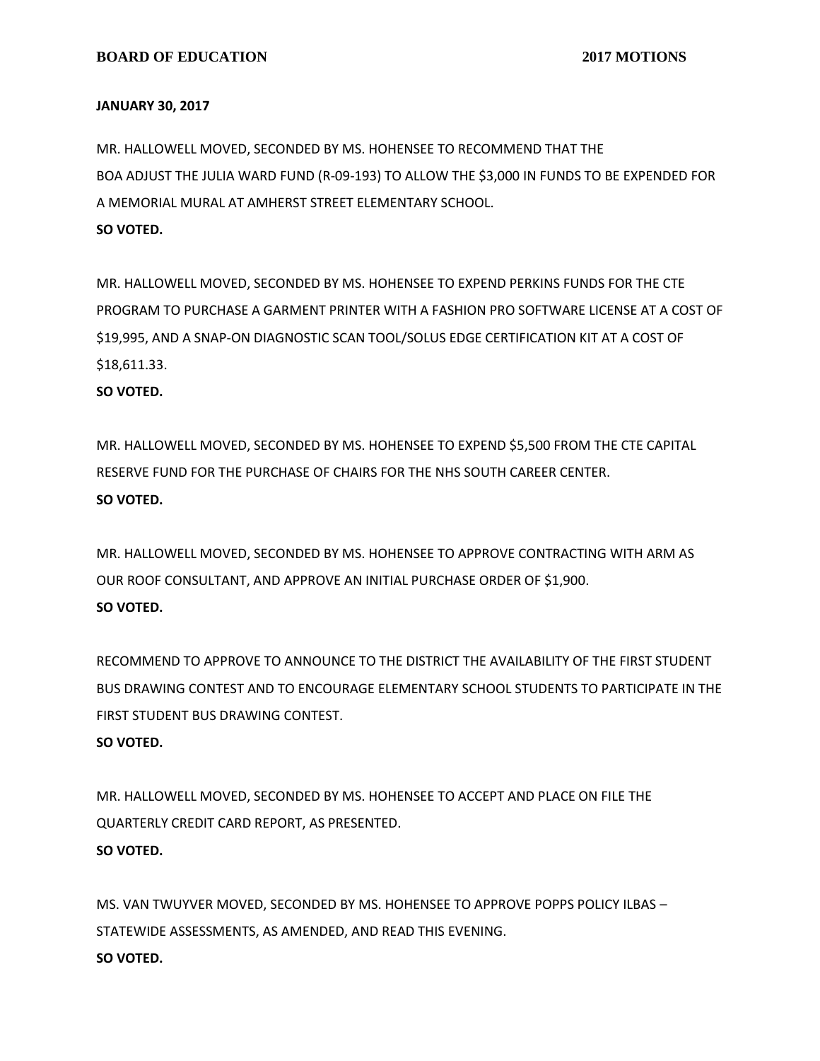**JANUARY 30, 2017**

MR. HALLOWELL MOVED, SECONDED BY MS. HOHENSEE TO RECOMMEND THAT THE BOA ADJUST THE JULIA WARD FUND (R-09-193) TO ALLOW THE $3,000 IN FUNDS TO BE EXPENDED FOR A MEMORIAL MURAL AT AMHERST STREET ELEMENTARY SCHOOL.
**SO VOTED.**

MR. HALLOWELL MOVED, SECONDED BY MS. HOHENSEE TO EXPEND PERKINS FUNDS FOR THE CTE PROGRAM TO PURCHASE A GARMENT PRINTER WITH A FASHION PRO SOFTWARE LICENSE AT A COST OF $19,995, AND A SNAP-ON DIAGNOSTIC SCAN TOOL/SOLUS EDGE CERTIFICATION KIT AT A COST OF $18,611.33.
**SO VOTED.**

MR. HALLOWELL MOVED, SECONDED BY MS. HOHENSEE TO EXPEND $5,500 FROM THE CTE CAPITAL RESERVE FUND FOR THE PURCHASE OF CHAIRS FOR THE NHS SOUTH CAREER CENTER.
**SO VOTED.**

MR. HALLOWELL MOVED, SECONDED BY MS. HOHENSEE TO APPROVE CONTRACTING WITH ARM AS OUR ROOF CONSULTANT, AND APPROVE AN INITIAL PURCHASE ORDER OF $1,900.
**SO VOTED.**

RECOMMEND TO APPROVE TO ANNOUNCE TO THE DISTRICT THE AVAILABILITY OF THE FIRST STUDENT BUS DRAWING CONTEST AND TO ENCOURAGE ELEMENTARY SCHOOL STUDENTS TO PARTICIPATE IN THE FIRST STUDENT BUS DRAWING CONTEST.
**SO VOTED.**

MR. HALLOWELL MOVED, SECONDED BY MS. HOHENSEE TO ACCEPT AND PLACE ON FILE THE QUARTERLY CREDIT CARD REPORT, AS PRESENTED.
**SO VOTED.**

MS. VAN TWUYVER MOVED, SECONDED BY MS. HOHENSEE TO APPROVE POPPS POLICY ILBAS – STATEWIDE ASSESSMENTS, AS AMENDED, AND READ THIS EVENING.
**SO VOTED.**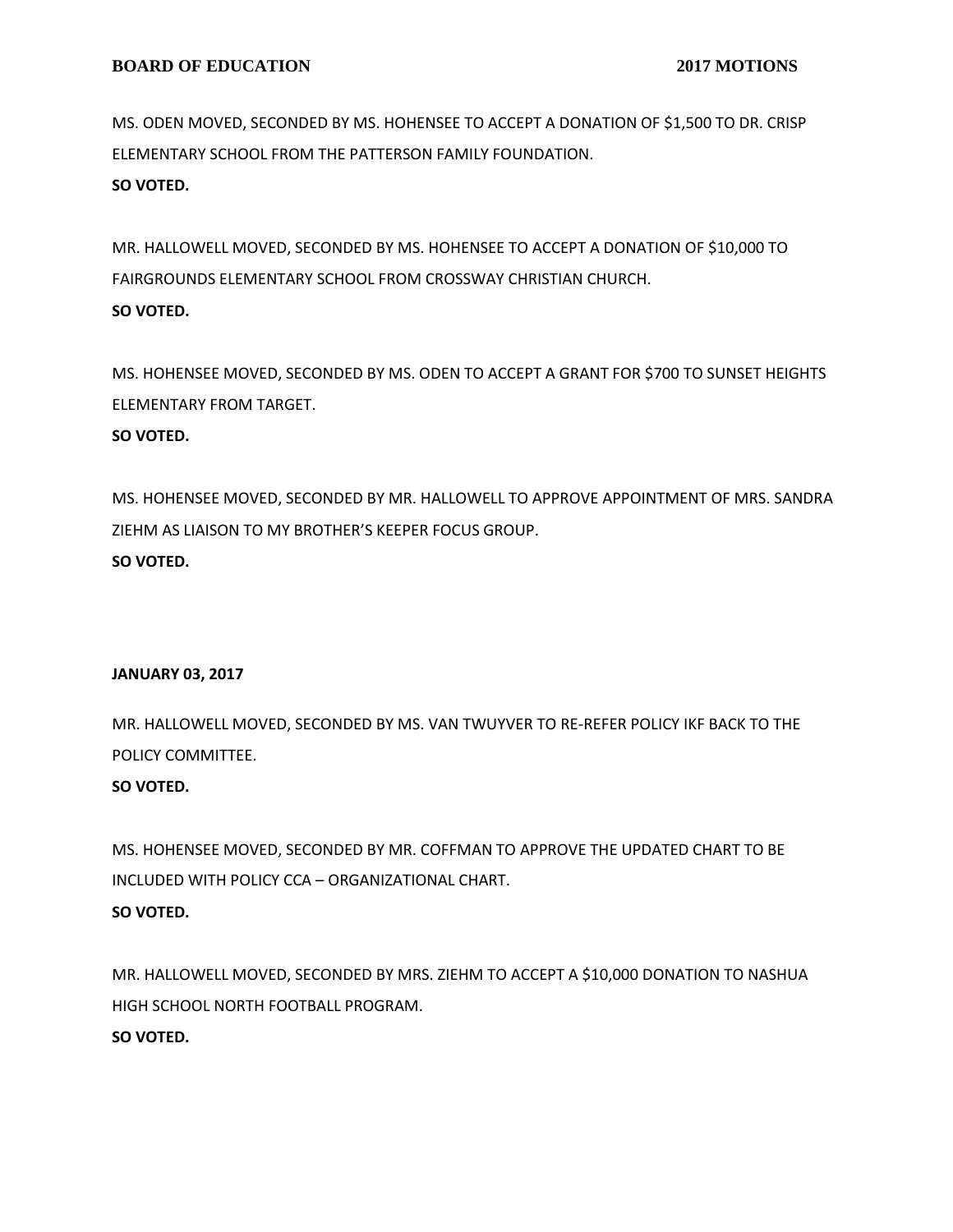MS. ODEN MOVED, SECONDED BY MS. HOHENSEE TO ACCEPT A DONATION OF $1,500 TO DR. CRISP ELEMENTARY SCHOOL FROM THE PATTERSON FAMILY FOUNDATION.

**SO VOTED.**

MR. HALLOWELL MOVED, SECONDED BY MS. HOHENSEE TO ACCEPT A DONATION OF $10,000 TO FAIRGROUNDS ELEMENTARY SCHOOL FROM CROSSWAY CHRISTIAN CHURCH.

**SO VOTED.**

MS. HOHENSEE MOVED, SECONDED BY MS. ODEN TO ACCEPT A GRANT FOR $700 TO SUNSET HEIGHTS ELEMENTARY FROM TARGET.

**SO VOTED.**

MS. HOHENSEE MOVED, SECONDED BY MR. HALLOWELL TO APPROVE APPOINTMENT OF MRS. SANDRA ZIEHM AS LIAISON TO MY BROTHER'S KEEPER FOCUS GROUP.

**SO VOTED.**

**JANUARY 03, 2017**

MR. HALLOWELL MOVED, SECONDED BY MS. VAN TWUYVER TO RE-REFER POLICY IKF BACK TO THE POLICY COMMITTEE.

**SO VOTED.**

MS. HOHENSEE MOVED, SECONDED BY MR. COFFMAN TO APPROVE THE UPDATED CHART TO BE INCLUDED WITH POLICY CCA – ORGANIZATIONAL CHART.

**SO VOTED.**

MR. HALLOWELL MOVED, SECONDED BY MRS. ZIEHM TO ACCEPT A $10,000 DONATION TO NASHUA HIGH SCHOOL NORTH FOOTBALL PROGRAM.

**SO VOTED.**